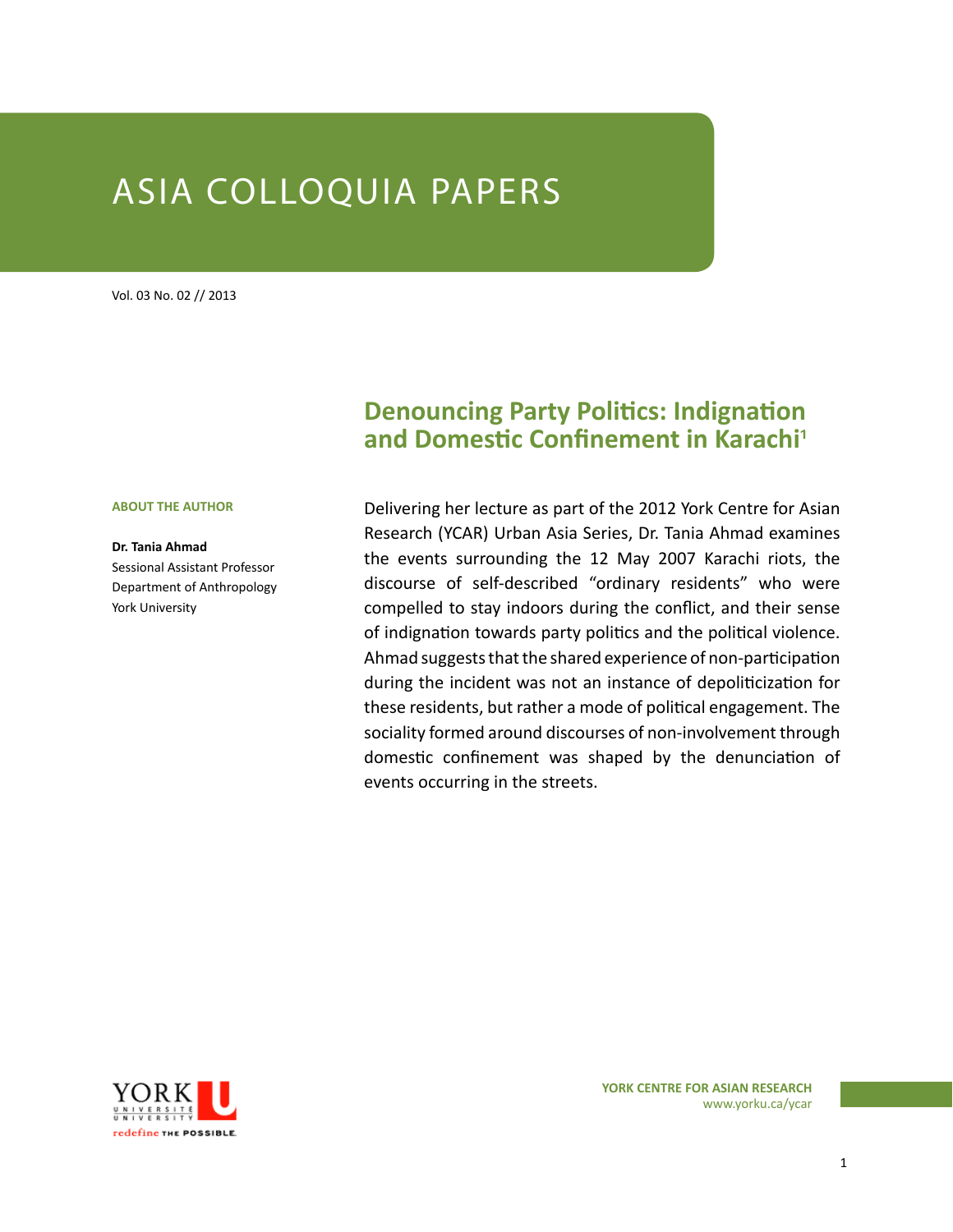# ASIA COLLOQUIA PAPERS

Vol. 03 No. 02 // 2013

## Denouncing Party Politics: Indignation and Domestic Confinement in Karachi[1]

**ABOUT THE AUTHOR**

**Dr. Tania Ahmad**
Sessional Assistant Professor
Department of Anthropology
York University

Delivering her lecture as part of the 2012 York Centre for Asian Research (YCAR) Urban Asia Series, Dr. Tania Ahmad examines the events surrounding the 12 May 2007 Karachi riots, the discourse of self-described "ordinary residents" who were compelled to stay indoors during the conflict, and their sense of indignation towards party politics and the political violence. Ahmad suggests that the shared experience of non-participation during the incident was not an instance of depoliticization for these residents, but rather a mode of political engagement. The sociality formed around discourses of non-involvement through domestic confinement was shaped by the denunciation of events occurring in the streets.

YORK CENTRE FOR ASIAN RESEARCH
www.yorku.ca/ycar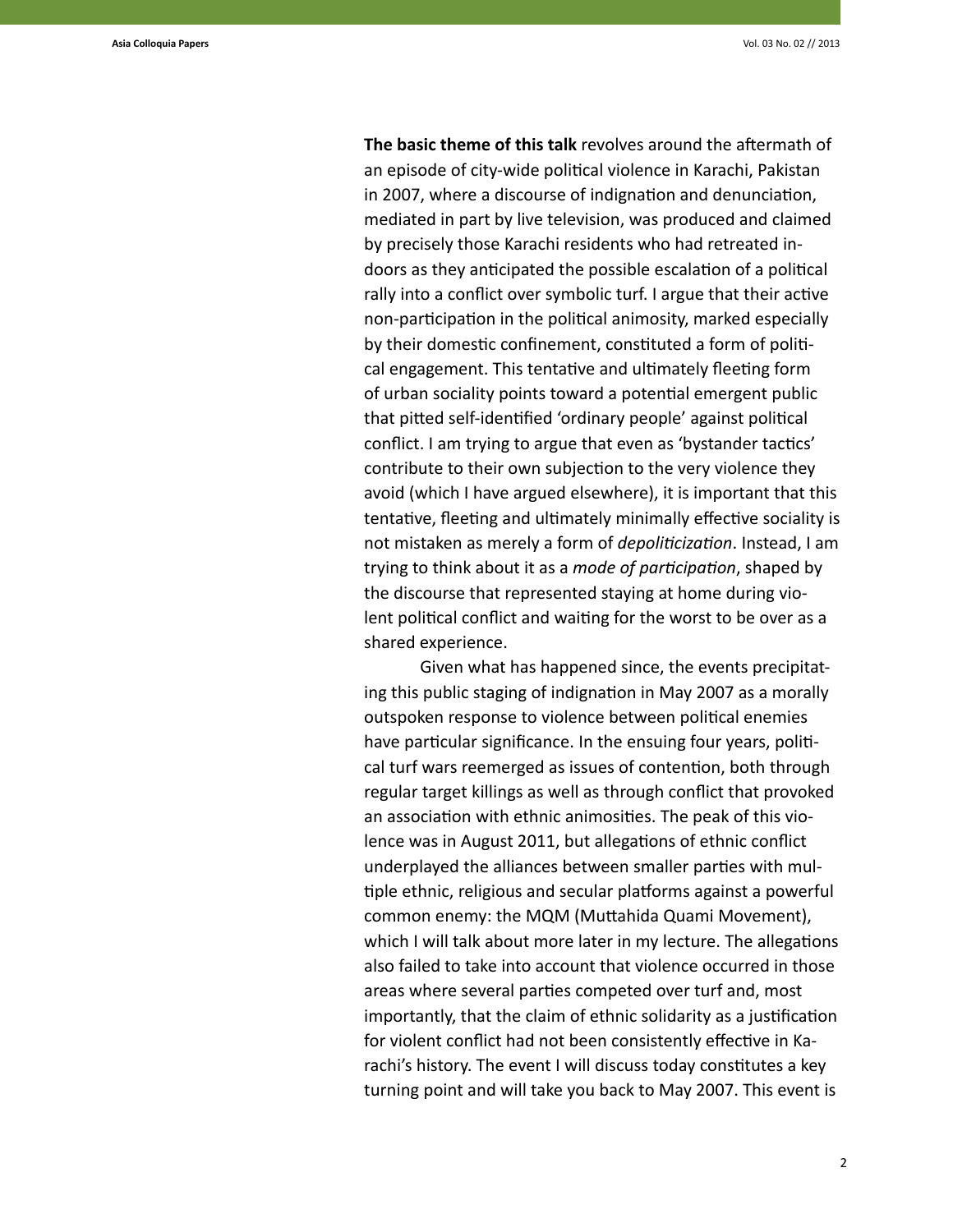**The basic theme of this talk** revolves around the aftermath of an episode of city-wide political violence in Karachi, Pakistan in 2007, where a discourse of indignation and denunciation, mediated in part by live television, was produced and claimed by precisely those Karachi residents who had retreated indoors as they anticipated the possible escalation of a political rally into a conflict over symbolic turf. I argue that their active non-participation in the political animosity, marked especially by their domestic confinement, constituted a form of political engagement. This tentative and ultimately fleeting form of urban sociality points toward a potential emergent public that pitted self-identified 'ordinary people' against political conflict. I am trying to argue that even as 'bystander tactics' contribute to their own subjection to the very violence they avoid (which I have argued elsewhere), it is important that this tentative, fleeting and ultimately minimally effective sociality is not mistaken as merely a form of *depoliticization*. Instead, I am trying to think about it as a *mode of participation*, shaped by the discourse that represented staying at home during violent political conflict and waiting for the worst to be over as a shared experience.

Given what has happened since, the events precipitating this public staging of indignation in May 2007 as a morally outspoken response to violence between political enemies have particular significance. In the ensuing four years, political turf wars reemerged as issues of contention, both through regular target killings as well as through conflict that provoked an association with ethnic animosities. The peak of this violence was in August 2011, but allegations of ethnic conflict underplayed the alliances between smaller parties with multiple ethnic, religious and secular platforms against a powerful common enemy: the MQM (Muttahida Quami Movement), which I will talk about more later in my lecture. The allegations also failed to take into account that violence occurred in those areas where several parties competed over turf and, most importantly, that the claim of ethnic solidarity as a justification for violent conflict had not been consistently effective in Karachi's history. The event I will discuss today constitutes a key turning point and will take you back to May 2007. This event is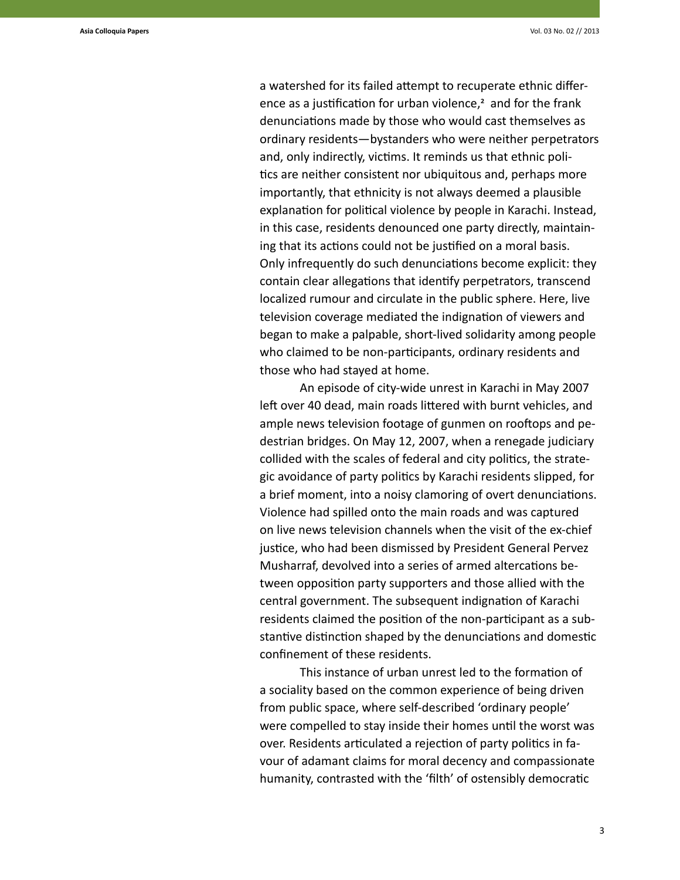a watershed for its failed attempt to recuperate ethnic difference as a justification for urban violence,[2] and for the frank denunciations made by those who would cast themselves as ordinary residents—bystanders who were neither perpetrators and, only indirectly, victims. It reminds us that ethnic politics are neither consistent nor ubiquitous and, perhaps more importantly, that ethnicity is not always deemed a plausible explanation for political violence by people in Karachi. Instead, in this case, residents denounced one party directly, maintaining that its actions could not be justified on a moral basis. Only infrequently do such denunciations become explicit: they contain clear allegations that identify perpetrators, transcend localized rumour and circulate in the public sphere. Here, live television coverage mediated the indignation of viewers and began to make a palpable, short-lived solidarity among people who claimed to be non-participants, ordinary residents and those who had stayed at home.

An episode of city-wide unrest in Karachi in May 2007 left over 40 dead, main roads littered with burnt vehicles, and ample news television footage of gunmen on rooftops and pedestrian bridges. On May 12, 2007, when a renegade judiciary collided with the scales of federal and city politics, the strategic avoidance of party politics by Karachi residents slipped, for a brief moment, into a noisy clamoring of overt denunciations. Violence had spilled onto the main roads and was captured on live news television channels when the visit of the ex-chief justice, who had been dismissed by President General Pervez Musharraf, devolved into a series of armed altercations between opposition party supporters and those allied with the central government. The subsequent indignation of Karachi residents claimed the position of the non-participant as a substantive distinction shaped by the denunciations and domestic confinement of these residents.

This instance of urban unrest led to the formation of a sociality based on the common experience of being driven from public space, where self-described 'ordinary people' were compelled to stay inside their homes until the worst was over. Residents articulated a rejection of party politics in favour of adamant claims for moral decency and compassionate humanity, contrasted with the 'filth' of ostensibly democratic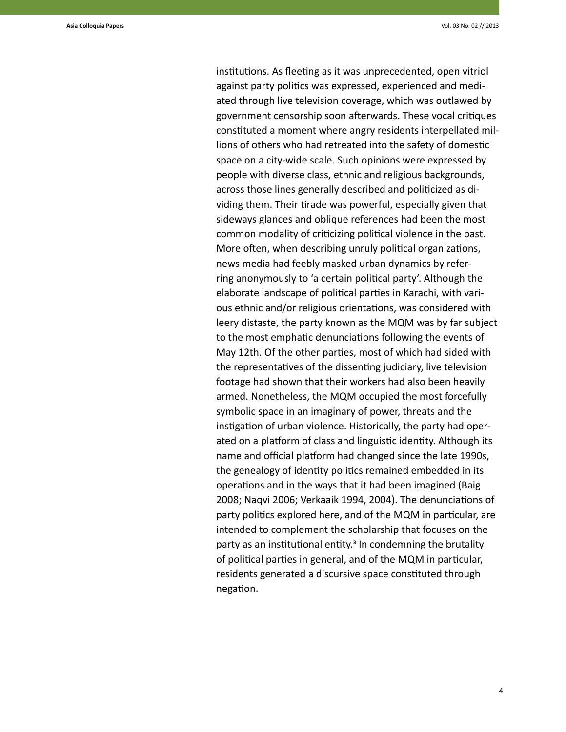institutions. As fleeting as it was unprecedented, open vitriol against party politics was expressed, experienced and mediated through live television coverage, which was outlawed by government censorship soon afterwards. These vocal critiques constituted a moment where angry residents interpellated millions of others who had retreated into the safety of domestic space on a city-wide scale. Such opinions were expressed by people with diverse class, ethnic and religious backgrounds, across those lines generally described and politicized as dividing them. Their tirade was powerful, especially given that sideways glances and oblique references had been the most common modality of criticizing political violence in the past. More often, when describing unruly political organizations, news media had feebly masked urban dynamics by referring anonymously to 'a certain political party'. Although the elaborate landscape of political parties in Karachi, with various ethnic and/or religious orientations, was considered with leery distaste, the party known as the MQM was by far subject to the most emphatic denunciations following the events of May 12th. Of the other parties, most of which had sided with the representatives of the dissenting judiciary, live television footage had shown that their workers had also been heavily armed. Nonetheless, the MQM occupied the most forcefully symbolic space in an imaginary of power, threats and the instigation of urban violence. Historically, the party had operated on a platform of class and linguistic identity. Although its name and official platform had changed since the late 1990s, the genealogy of identity politics remained embedded in its operations and in the ways that it had been imagined (Baig 2008; Naqvi 2006; Verkaaik 1994, 2004). The denunciations of party politics explored here, and of the MQM in particular, are intended to complement the scholarship that focuses on the party as an institutional entity.[3] In condemning the brutality of political parties in general, and of the MQM in particular, residents generated a discursive space constituted through negation.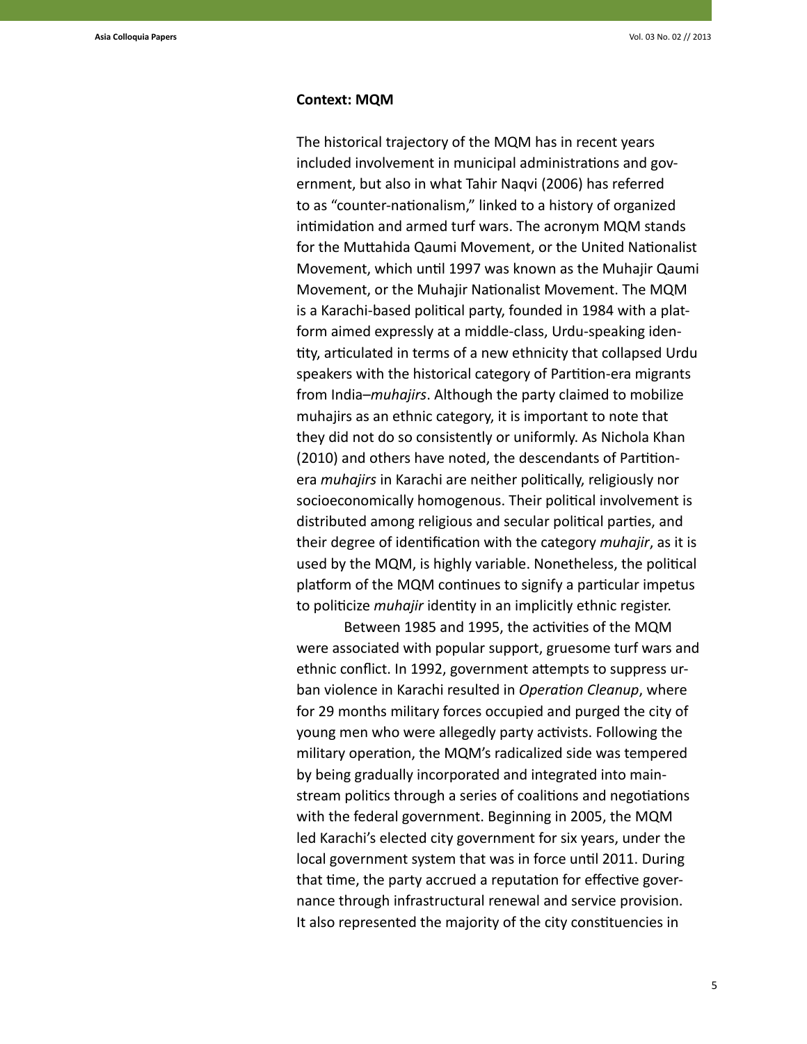**Context: MQM**

The historical trajectory of the MQM has in recent years included involvement in municipal administrations and government, but also in what Tahir Naqvi (2006) has referred to as "counter-nationalism," linked to a history of organized intimidation and armed turf wars. The acronym MQM stands for the Muttahida Qaumi Movement, or the United Nationalist Movement, which until 1997 was known as the Muhajir Qaumi Movement, or the Muhajir Nationalist Movement. The MQM is a Karachi-based political party, founded in 1984 with a platform aimed expressly at a middle-class, Urdu-speaking identity, articulated in terms of a new ethnicity that collapsed Urdu speakers with the historical category of Partition-era migrants from India–*muhajirs*. Although the party claimed to mobilize muhajirs as an ethnic category, it is important to note that they did not do so consistently or uniformly. As Nichola Khan (2010) and others have noted, the descendants of Partition-era *muhajirs* in Karachi are neither politically, religiously nor socioeconomically homogenous. Their political involvement is distributed among religious and secular political parties, and their degree of identification with the category *muhajir*, as it is used by the MQM, is highly variable. Nonetheless, the political platform of the MQM continues to signify a particular impetus to politicize *muhajir* identity in an implicitly ethnic register.

Between 1985 and 1995, the activities of the MQM were associated with popular support, gruesome turf wars and ethnic conflict. In 1992, government attempts to suppress urban violence in Karachi resulted in *Operation Cleanup*, where for 29 months military forces occupied and purged the city of young men who were allegedly party activists. Following the military operation, the MQM's radicalized side was tempered by being gradually incorporated and integrated into mainstream politics through a series of coalitions and negotiations with the federal government. Beginning in 2005, the MQM led Karachi's elected city government for six years, under the local government system that was in force until 2011. During that time, the party accrued a reputation for effective governance through infrastructural renewal and service provision. It also represented the majority of the city constituencies in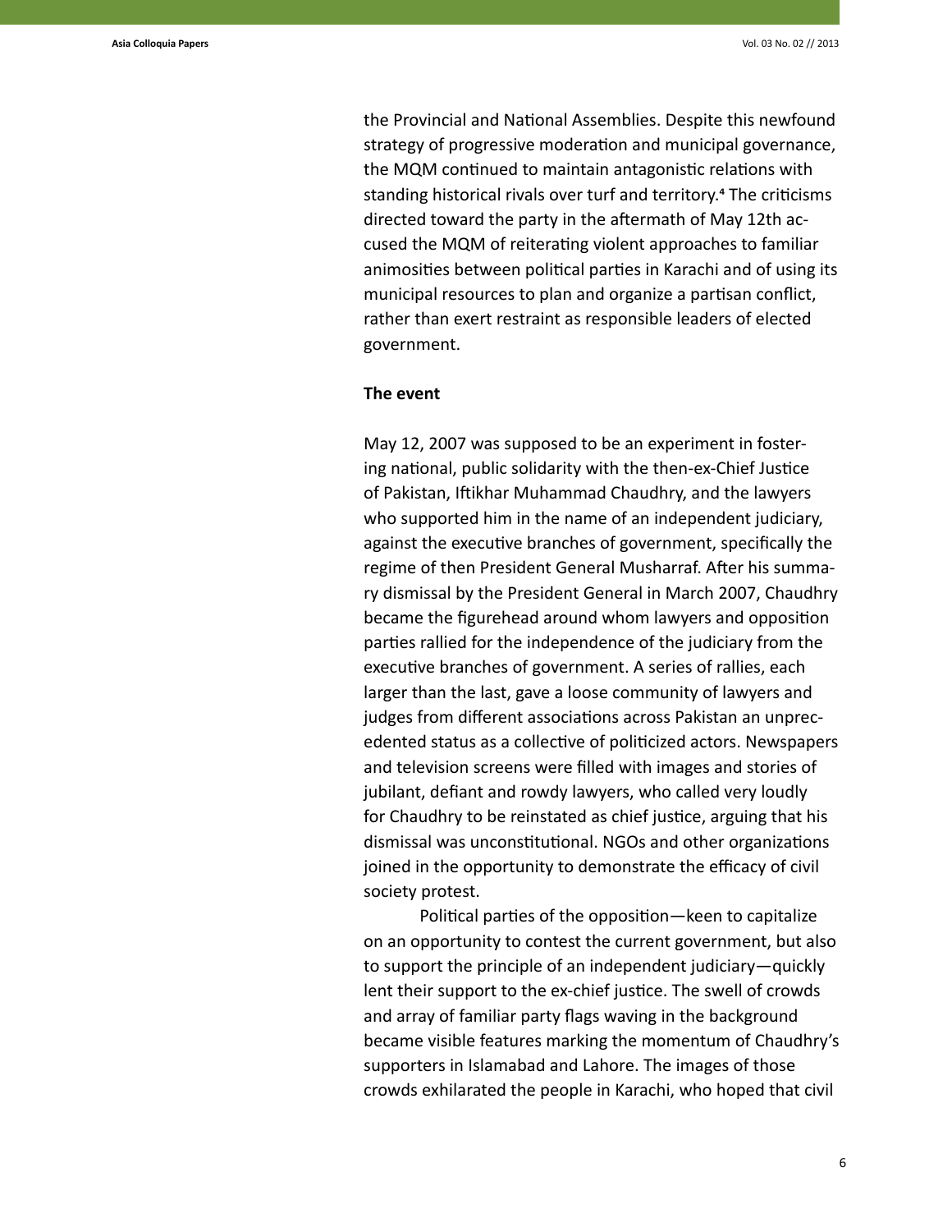the Provincial and National Assemblies. Despite this newfound strategy of progressive moderation and municipal governance, the MQM continued to maintain antagonistic relations with standing historical rivals over turf and territory.[4] The criticisms directed toward the party in the aftermath of May 12th accused the MQM of reiterating violent approaches to familiar animosities between political parties in Karachi and of using its municipal resources to plan and organize a partisan conflict, rather than exert restraint as responsible leaders of elected government.

**The event**

May 12, 2007 was supposed to be an experiment in fostering national, public solidarity with the then-ex-Chief Justice of Pakistan, Iftikhar Muhammad Chaudhry, and the lawyers who supported him in the name of an independent judiciary, against the executive branches of government, specifically the regime of then President General Musharraf. After his summary dismissal by the President General in March 2007, Chaudhry became the figurehead around whom lawyers and opposition parties rallied for the independence of the judiciary from the executive branches of government. A series of rallies, each larger than the last, gave a loose community of lawyers and judges from different associations across Pakistan an unprecedented status as a collective of politicized actors. Newspapers and television screens were filled with images and stories of jubilant, defiant and rowdy lawyers, who called very loudly for Chaudhry to be reinstated as chief justice, arguing that his dismissal was unconstitutional. NGOs and other organizations joined in the opportunity to demonstrate the efficacy of civil society protest.

Political parties of the opposition—keen to capitalize on an opportunity to contest the current government, but also to support the principle of an independent judiciary—quickly lent their support to the ex-chief justice. The swell of crowds and array of familiar party flags waving in the background became visible features marking the momentum of Chaudhry's supporters in Islamabad and Lahore. The images of those crowds exhilarated the people in Karachi, who hoped that civil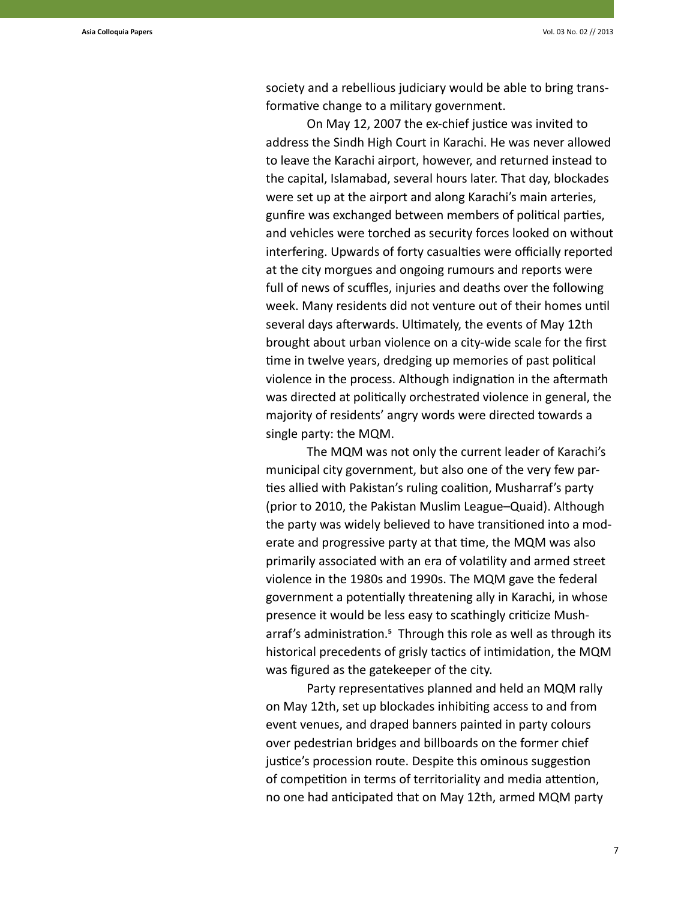society and a rebellious judiciary would be able to bring transformative change to a military government.

On May 12, 2007 the ex-chief justice was invited to address the Sindh High Court in Karachi. He was never allowed to leave the Karachi airport, however, and returned instead to the capital, Islamabad, several hours later. That day, blockades were set up at the airport and along Karachi's main arteries, gunfire was exchanged between members of political parties, and vehicles were torched as security forces looked on without interfering. Upwards of forty casualties were officially reported at the city morgues and ongoing rumours and reports were full of news of scuffles, injuries and deaths over the following week. Many residents did not venture out of their homes until several days afterwards. Ultimately, the events of May 12th brought about urban violence on a city-wide scale for the first time in twelve years, dredging up memories of past political violence in the process. Although indignation in the aftermath was directed at politically orchestrated violence in general, the majority of residents' angry words were directed towards a single party: the MQM.

The MQM was not only the current leader of Karachi's municipal city government, but also one of the very few parties allied with Pakistan's ruling coalition, Musharraf's party (prior to 2010, the Pakistan Muslim League–Quaid). Although the party was widely believed to have transitioned into a moderate and progressive party at that time, the MQM was also primarily associated with an era of volatility and armed street violence in the 1980s and 1990s. The MQM gave the federal government a potentially threatening ally in Karachi, in whose presence it would be less easy to scathingly criticize Musharraf's administration.[5] Through this role as well as through its historical precedents of grisly tactics of intimidation, the MQM was figured as the gatekeeper of the city.

Party representatives planned and held an MQM rally on May 12th, set up blockades inhibiting access to and from event venues, and draped banners painted in party colours over pedestrian bridges and billboards on the former chief justice's procession route. Despite this ominous suggestion of competition in terms of territoriality and media attention, no one had anticipated that on May 12th, armed MQM party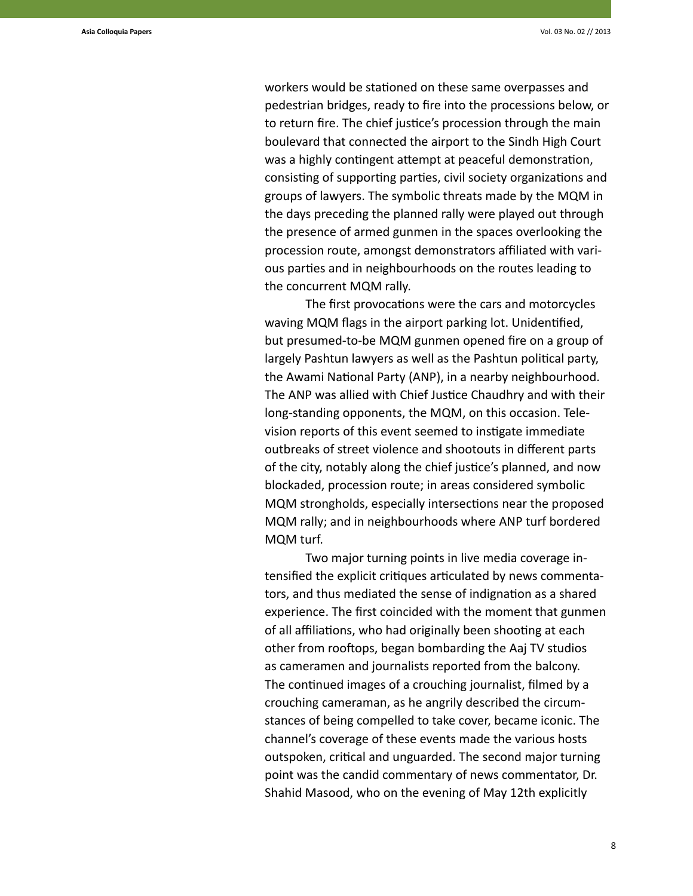workers would be stationed on these same overpasses and pedestrian bridges, ready to fire into the processions below, or to return fire. The chief justice's procession through the main boulevard that connected the airport to the Sindh High Court was a highly contingent attempt at peaceful demonstration, consisting of supporting parties, civil society organizations and groups of lawyers. The symbolic threats made by the MQM in the days preceding the planned rally were played out through the presence of armed gunmen in the spaces overlooking the procession route, amongst demonstrators affiliated with various parties and in neighbourhoods on the routes leading to the concurrent MQM rally.

The first provocations were the cars and motorcycles waving MQM flags in the airport parking lot. Unidentified, but presumed-to-be MQM gunmen opened fire on a group of largely Pashtun lawyers as well as the Pashtun political party, the Awami National Party (ANP), in a nearby neighbourhood. The ANP was allied with Chief Justice Chaudhry and with their long-standing opponents, the MQM, on this occasion. Television reports of this event seemed to instigate immediate outbreaks of street violence and shootouts in different parts of the city, notably along the chief justice's planned, and now blockaded, procession route; in areas considered symbolic MQM strongholds, especially intersections near the proposed MQM rally; and in neighbourhoods where ANP turf bordered MQM turf.

Two major turning points in live media coverage intensified the explicit critiques articulated by news commentators, and thus mediated the sense of indignation as a shared experience. The first coincided with the moment that gunmen of all affiliations, who had originally been shooting at each other from rooftops, began bombarding the Aaj TV studios as cameramen and journalists reported from the balcony. The continued images of a crouching journalist, filmed by a crouching cameraman, as he angrily described the circumstances of being compelled to take cover, became iconic. The channel's coverage of these events made the various hosts outspoken, critical and unguarded. The second major turning point was the candid commentary of news commentator, Dr. Shahid Masood, who on the evening of May 12th explicitly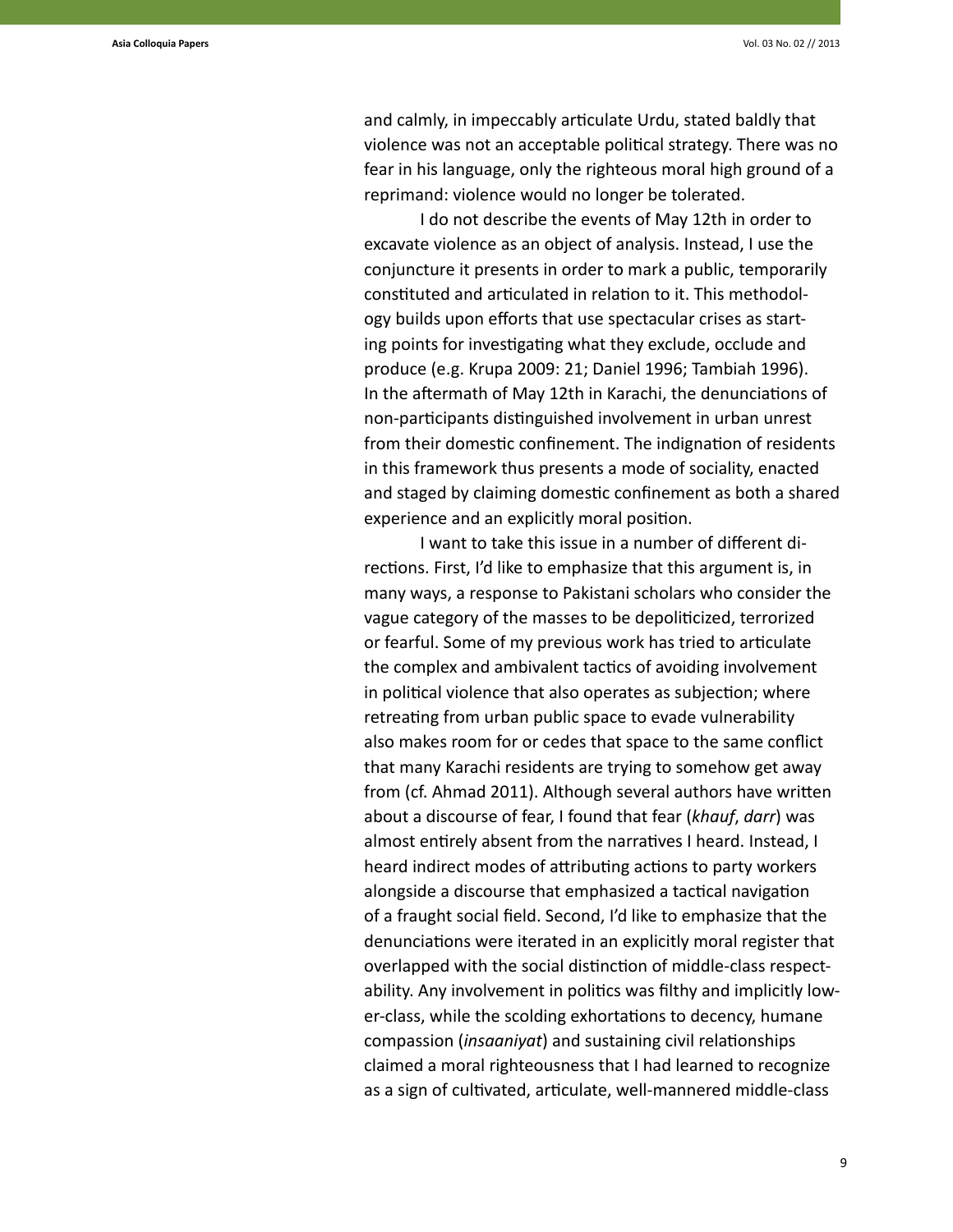and calmly, in impeccably articulate Urdu, stated baldly that violence was not an acceptable political strategy. There was no fear in his language, only the righteous moral high ground of a reprimand: violence would no longer be tolerated.

I do not describe the events of May 12th in order to excavate violence as an object of analysis. Instead, I use the conjuncture it presents in order to mark a public, temporarily constituted and articulated in relation to it. This methodology builds upon efforts that use spectacular crises as starting points for investigating what they exclude, occlude and produce (e.g. Krupa 2009: 21; Daniel 1996; Tambiah 1996). In the aftermath of May 12th in Karachi, the denunciations of non-participants distinguished involvement in urban unrest from their domestic confinement. The indignation of residents in this framework thus presents a mode of sociality, enacted and staged by claiming domestic confinement as both a shared experience and an explicitly moral position.

I want to take this issue in a number of different directions. First, I'd like to emphasize that this argument is, in many ways, a response to Pakistani scholars who consider the vague category of the masses to be depoliticized, terrorized or fearful. Some of my previous work has tried to articulate the complex and ambivalent tactics of avoiding involvement in political violence that also operates as subjection; where retreating from urban public space to evade vulnerability also makes room for or cedes that space to the same conflict that many Karachi residents are trying to somehow get away from (cf. Ahmad 2011). Although several authors have written about a discourse of fear, I found that fear (*khauf*, *darr*) was almost entirely absent from the narratives I heard. Instead, I heard indirect modes of attributing actions to party workers alongside a discourse that emphasized a tactical navigation of a fraught social field. Second, I'd like to emphasize that the denunciations were iterated in an explicitly moral register that overlapped with the social distinction of middle-class respectability. Any involvement in politics was filthy and implicitly lower-class, while the scolding exhortations to decency, humane compassion (*insaaniyat*) and sustaining civil relationships claimed a moral righteousness that I had learned to recognize as a sign of cultivated, articulate, well-mannered middle-class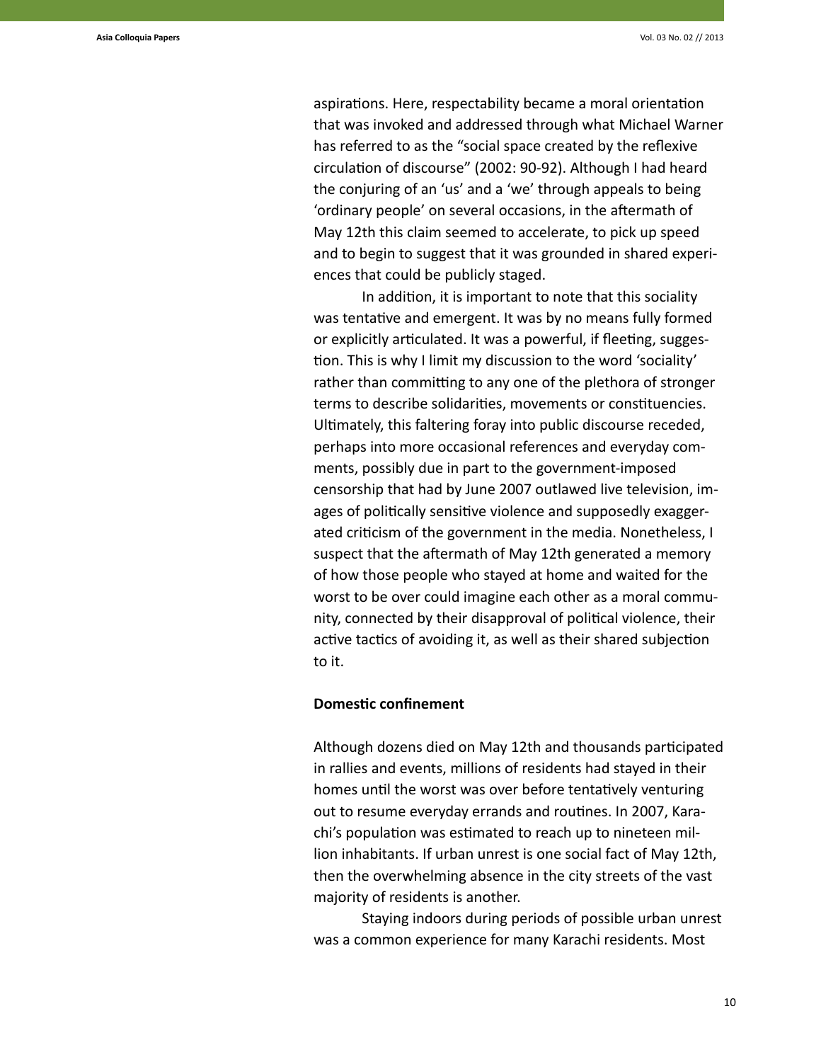aspirations. Here, respectability became a moral orientation that was invoked and addressed through what Michael Warner has referred to as the "social space created by the reflexive circulation of discourse" (2002: 90-92). Although I had heard the conjuring of an 'us' and a 'we' through appeals to being 'ordinary people' on several occasions, in the aftermath of May 12th this claim seemed to accelerate, to pick up speed and to begin to suggest that it was grounded in shared experiences that could be publicly staged.

In addition, it is important to note that this sociality was tentative and emergent. It was by no means fully formed or explicitly articulated. It was a powerful, if fleeting, suggestion. This is why I limit my discussion to the word 'sociality' rather than committing to any one of the plethora of stronger terms to describe solidarities, movements or constituencies. Ultimately, this faltering foray into public discourse receded, perhaps into more occasional references and everyday comments, possibly due in part to the government-imposed censorship that had by June 2007 outlawed live television, images of politically sensitive violence and supposedly exaggerated criticism of the government in the media. Nonetheless, I suspect that the aftermath of May 12th generated a memory of how those people who stayed at home and waited for the worst to be over could imagine each other as a moral community, connected by their disapproval of political violence, their active tactics of avoiding it, as well as their shared subjection to it.

**Domestic confinement**

Although dozens died on May 12th and thousands participated in rallies and events, millions of residents had stayed in their homes until the worst was over before tentatively venturing out to resume everyday errands and routines. In 2007, Karachi's population was estimated to reach up to nineteen million inhabitants. If urban unrest is one social fact of May 12th, then the overwhelming absence in the city streets of the vast majority of residents is another.

Staying indoors during periods of possible urban unrest was a common experience for many Karachi residents. Most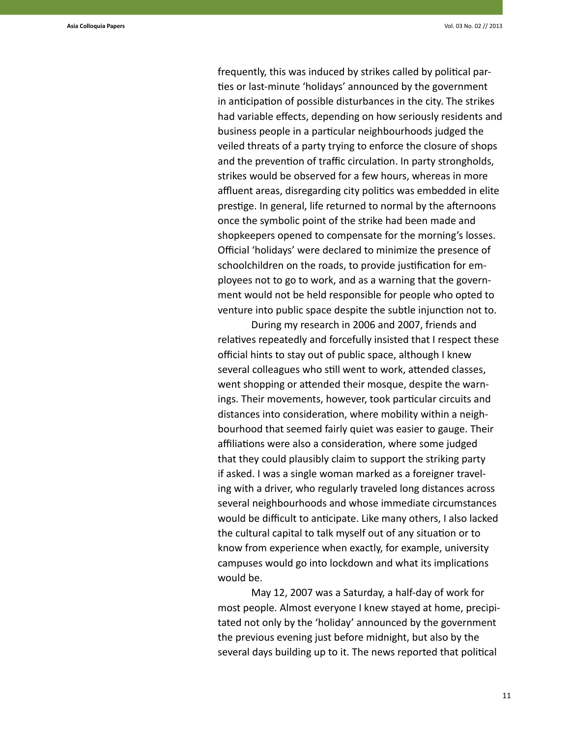frequently, this was induced by strikes called by political parties or last-minute 'holidays' announced by the government in anticipation of possible disturbances in the city. The strikes had variable effects, depending on how seriously residents and business people in a particular neighbourhoods judged the veiled threats of a party trying to enforce the closure of shops and the prevention of traffic circulation. In party strongholds, strikes would be observed for a few hours, whereas in more affluent areas, disregarding city politics was embedded in elite prestige. In general, life returned to normal by the afternoons once the symbolic point of the strike had been made and shopkeepers opened to compensate for the morning's losses. Official 'holidays' were declared to minimize the presence of schoolchildren on the roads, to provide justification for employees not to go to work, and as a warning that the government would not be held responsible for people who opted to venture into public space despite the subtle injunction not to.

During my research in 2006 and 2007, friends and relatives repeatedly and forcefully insisted that I respect these official hints to stay out of public space, although I knew several colleagues who still went to work, attended classes, went shopping or attended their mosque, despite the warnings. Their movements, however, took particular circuits and distances into consideration, where mobility within a neighbourhood that seemed fairly quiet was easier to gauge. Their affiliations were also a consideration, where some judged that they could plausibly claim to support the striking party if asked. I was a single woman marked as a foreigner traveling with a driver, who regularly traveled long distances across several neighbourhoods and whose immediate circumstances would be difficult to anticipate. Like many others, I also lacked the cultural capital to talk myself out of any situation or to know from experience when exactly, for example, university campuses would go into lockdown and what its implications would be.

May 12, 2007 was a Saturday, a half-day of work for most people. Almost everyone I knew stayed at home, precipitated not only by the 'holiday' announced by the government the previous evening just before midnight, but also by the several days building up to it. The news reported that political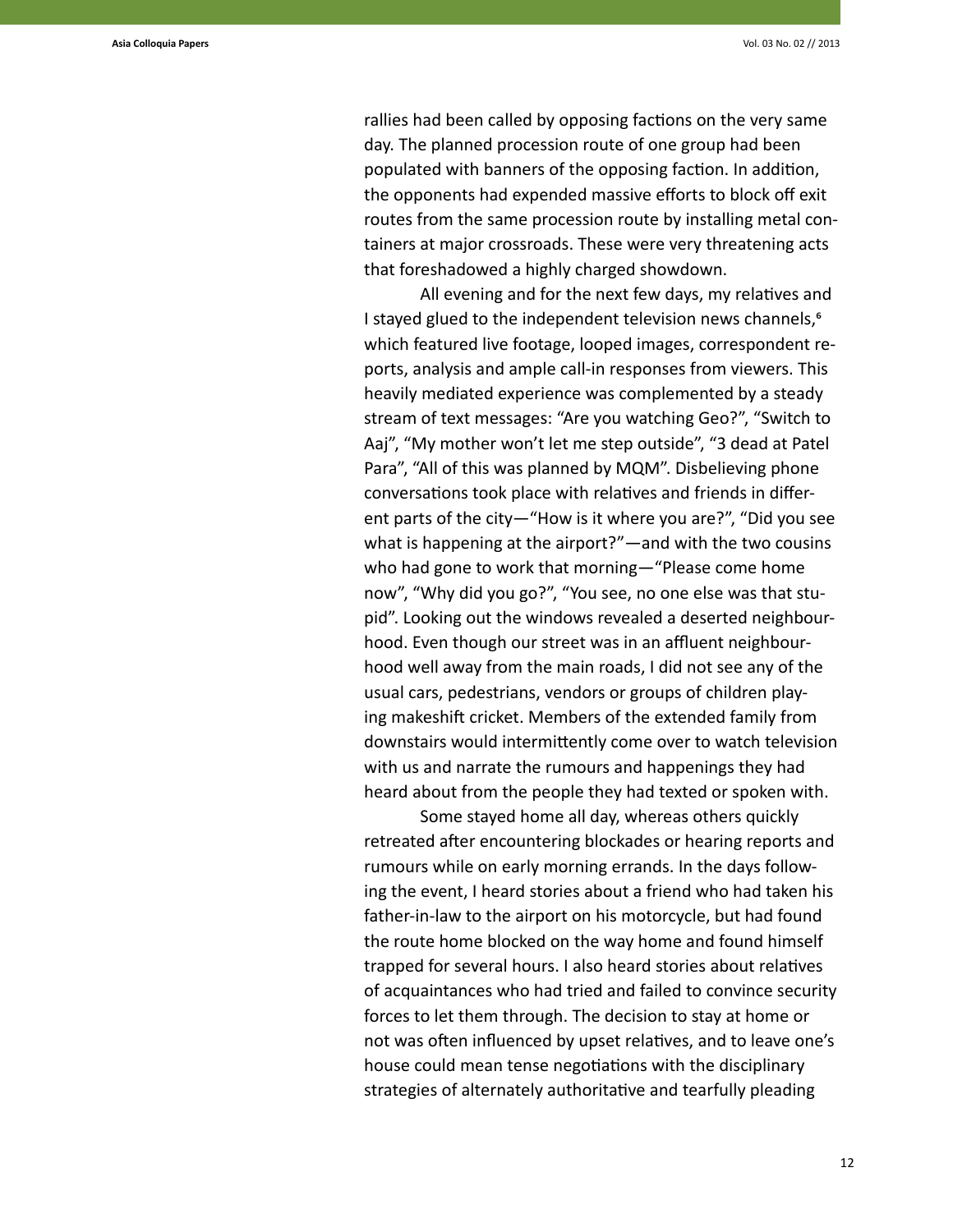rallies had been called by opposing factions on the very same day. The planned procession route of one group had been populated with banners of the opposing faction. In addition, the opponents had expended massive efforts to block off exit routes from the same procession route by installing metal containers at major crossroads. These were very threatening acts that foreshadowed a highly charged showdown.

All evening and for the next few days, my relatives and I stayed glued to the independent television news channels,[6] which featured live footage, looped images, correspondent reports, analysis and ample call-in responses from viewers. This heavily mediated experience was complemented by a steady stream of text messages: "Are you watching Geo?", "Switch to Aaj", "My mother won't let me step outside", "3 dead at Patel Para", "All of this was planned by MQM". Disbelieving phone conversations took place with relatives and friends in different parts of the city—"How is it where you are?", "Did you see what is happening at the airport?"—and with the two cousins who had gone to work that morning—"Please come home now", "Why did you go?", "You see, no one else was that stupid". Looking out the windows revealed a deserted neighbourhood. Even though our street was in an affluent neighbourhood well away from the main roads, I did not see any of the usual cars, pedestrians, vendors or groups of children playing makeshift cricket. Members of the extended family from downstairs would intermittently come over to watch television with us and narrate the rumours and happenings they had heard about from the people they had texted or spoken with.

Some stayed home all day, whereas others quickly retreated after encountering blockades or hearing reports and rumours while on early morning errands. In the days following the event, I heard stories about a friend who had taken his father-in-law to the airport on his motorcycle, but had found the route home blocked on the way home and found himself trapped for several hours. I also heard stories about relatives of acquaintances who had tried and failed to convince security forces to let them through. The decision to stay at home or not was often influenced by upset relatives, and to leave one's house could mean tense negotiations with the disciplinary strategies of alternately authoritative and tearfully pleading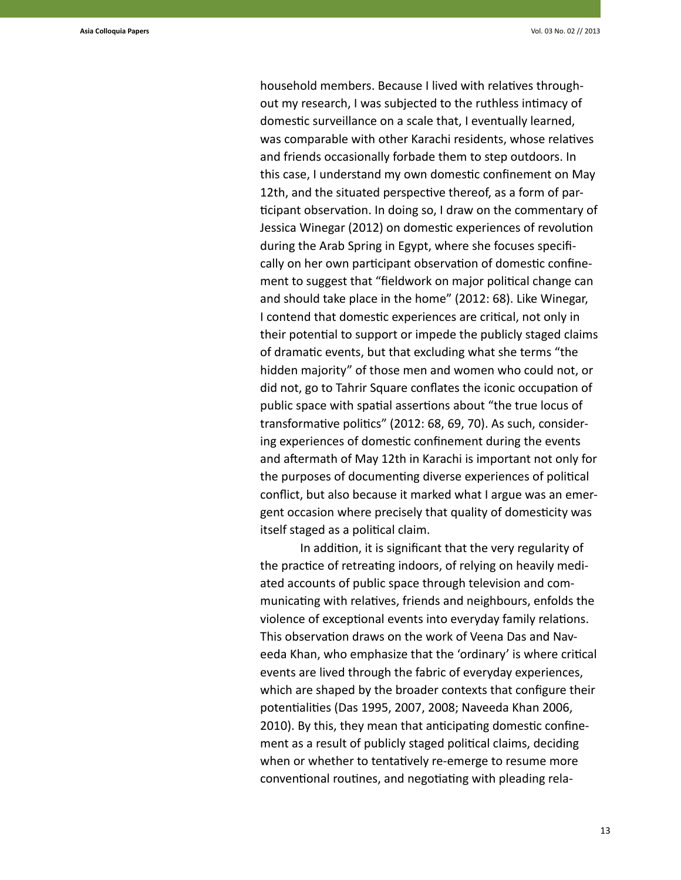household members. Because I lived with relatives throughout my research, I was subjected to the ruthless intimacy of domestic surveillance on a scale that, I eventually learned, was comparable with other Karachi residents, whose relatives and friends occasionally forbade them to step outdoors. In this case, I understand my own domestic confinement on May 12th, and the situated perspective thereof, as a form of participant observation. In doing so, I draw on the commentary of Jessica Winegar (2012) on domestic experiences of revolution during the Arab Spring in Egypt, where she focuses specifically on her own participant observation of domestic confinement to suggest that "fieldwork on major political change can and should take place in the home" (2012: 68). Like Winegar, I contend that domestic experiences are critical, not only in their potential to support or impede the publicly staged claims of dramatic events, but that excluding what she terms "the hidden majority" of those men and women who could not, or did not, go to Tahrir Square conflates the iconic occupation of public space with spatial assertions about "the true locus of transformative politics" (2012: 68, 69, 70). As such, considering experiences of domestic confinement during the events and aftermath of May 12th in Karachi is important not only for the purposes of documenting diverse experiences of political conflict, but also because it marked what I argue was an emergent occasion where precisely that quality of domesticity was itself staged as a political claim.

In addition, it is significant that the very regularity of the practice of retreating indoors, of relying on heavily mediated accounts of public space through television and communicating with relatives, friends and neighbours, enfolds the violence of exceptional events into everyday family relations. This observation draws on the work of Veena Das and Naveeda Khan, who emphasize that the 'ordinary' is where critical events are lived through the fabric of everyday experiences, which are shaped by the broader contexts that configure their potentialities (Das 1995, 2007, 2008; Naveeda Khan 2006, 2010). By this, they mean that anticipating domestic confinement as a result of publicly staged political claims, deciding when or whether to tentatively re-emerge to resume more conventional routines, and negotiating with pleading rela-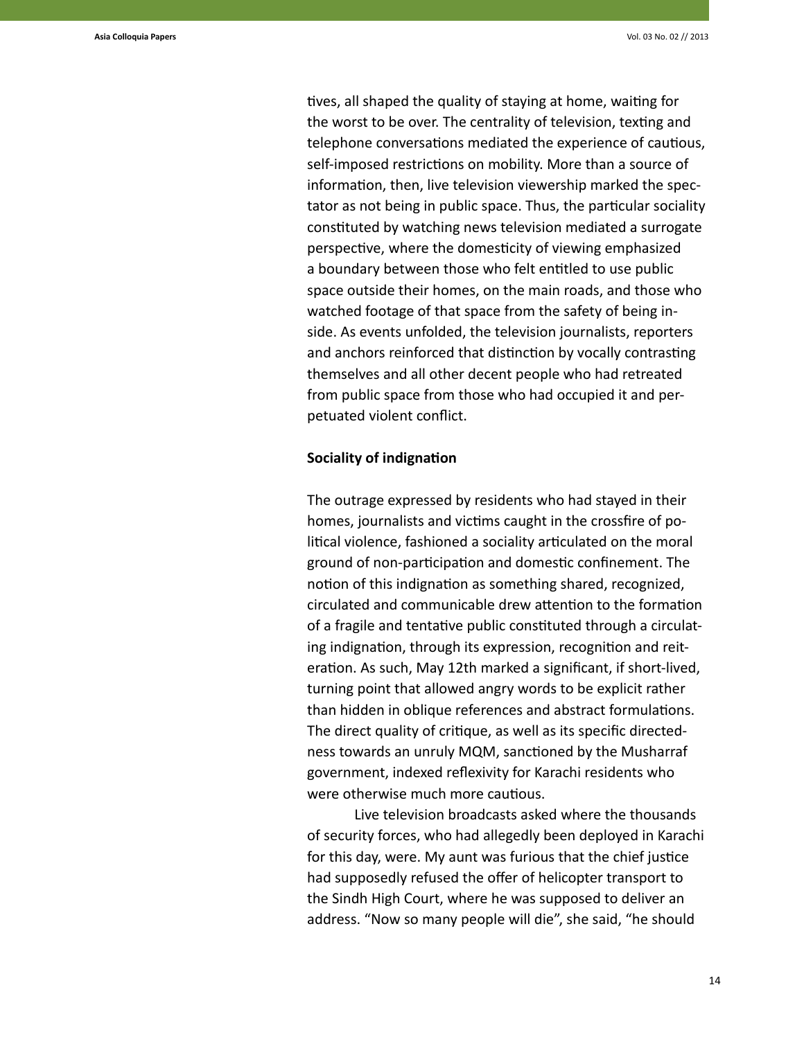tives, all shaped the quality of staying at home, waiting for the worst to be over. The centrality of television, texting and telephone conversations mediated the experience of cautious, self-imposed restrictions on mobility. More than a source of information, then, live television viewership marked the spectator as not being in public space. Thus, the particular sociality constituted by watching news television mediated a surrogate perspective, where the domesticity of viewing emphasized a boundary between those who felt entitled to use public space outside their homes, on the main roads, and those who watched footage of that space from the safety of being inside. As events unfolded, the television journalists, reporters and anchors reinforced that distinction by vocally contrasting themselves and all other decent people who had retreated from public space from those who had occupied it and perpetuated violent conflict.

**Sociality of indignation**

The outrage expressed by residents who had stayed in their homes, journalists and victims caught in the crossfire of political violence, fashioned a sociality articulated on the moral ground of non-participation and domestic confinement. The notion of this indignation as something shared, recognized, circulated and communicable drew attention to the formation of a fragile and tentative public constituted through a circulating indignation, through its expression, recognition and reiteration. As such, May 12th marked a significant, if short-lived, turning point that allowed angry words to be explicit rather than hidden in oblique references and abstract formulations. The direct quality of critique, as well as its specific directedness towards an unruly MQM, sanctioned by the Musharraf government, indexed reflexivity for Karachi residents who were otherwise much more cautious.

Live television broadcasts asked where the thousands of security forces, who had allegedly been deployed in Karachi for this day, were. My aunt was furious that the chief justice had supposedly refused the offer of helicopter transport to the Sindh High Court, where he was supposed to deliver an address. "Now so many people will die", she said, "he should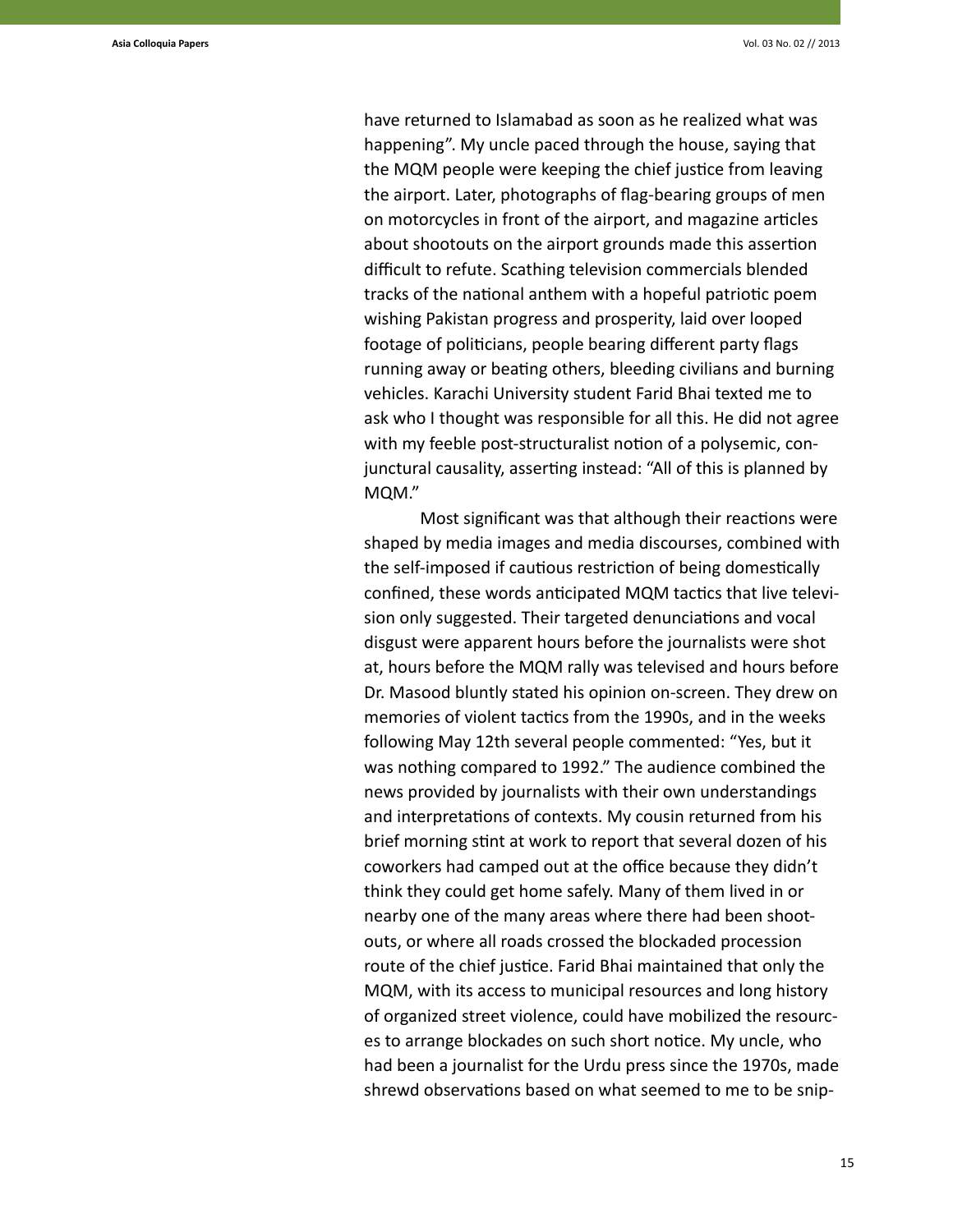have returned to Islamabad as soon as he realized what was happening". My uncle paced through the house, saying that the MQM people were keeping the chief justice from leaving the airport. Later, photographs of flag-bearing groups of men on motorcycles in front of the airport, and magazine articles about shootouts on the airport grounds made this assertion difficult to refute. Scathing television commercials blended tracks of the national anthem with a hopeful patriotic poem wishing Pakistan progress and prosperity, laid over looped footage of politicians, people bearing different party flags running away or beating others, bleeding civilians and burning vehicles. Karachi University student Farid Bhai texted me to ask who I thought was responsible for all this. He did not agree with my feeble post-structuralist notion of a polysemic, conjunctural causality, asserting instead: "All of this is planned by MQM."

Most significant was that although their reactions were shaped by media images and media discourses, combined with the self-imposed if cautious restriction of being domestically confined, these words anticipated MQM tactics that live television only suggested. Their targeted denunciations and vocal disgust were apparent hours before the journalists were shot at, hours before the MQM rally was televised and hours before Dr. Masood bluntly stated his opinion on-screen. They drew on memories of violent tactics from the 1990s, and in the weeks following May 12th several people commented: "Yes, but it was nothing compared to 1992." The audience combined the news provided by journalists with their own understandings and interpretations of contexts. My cousin returned from his brief morning stint at work to report that several dozen of his coworkers had camped out at the office because they didn't think they could get home safely. Many of them lived in or nearby one of the many areas where there had been shootouts, or where all roads crossed the blockaded procession route of the chief justice. Farid Bhai maintained that only the MQM, with its access to municipal resources and long history of organized street violence, could have mobilized the resources to arrange blockades on such short notice. My uncle, who had been a journalist for the Urdu press since the 1970s, made shrewd observations based on what seemed to me to be snip-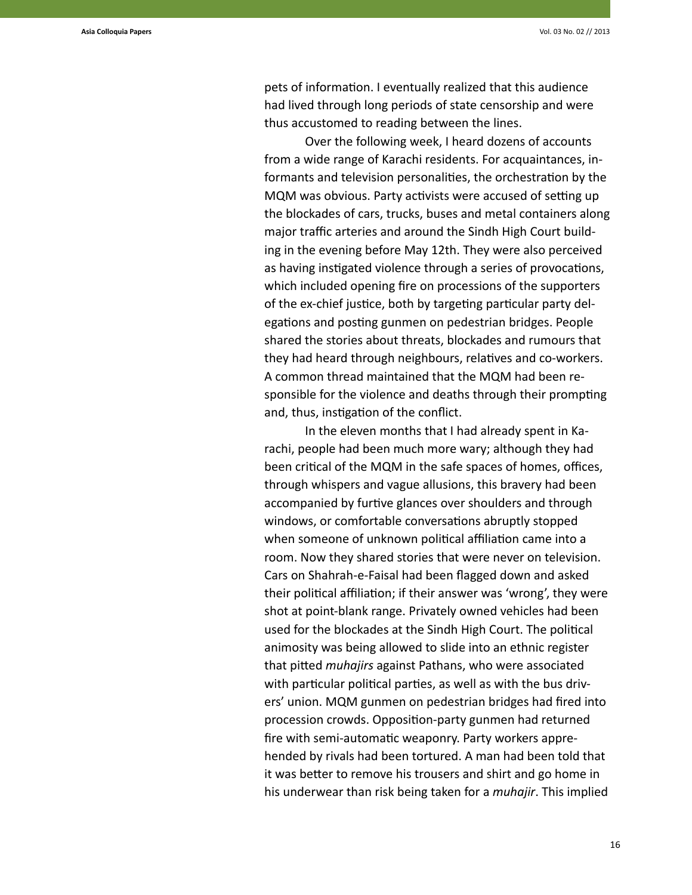pets of information. I eventually realized that this audience had lived through long periods of state censorship and were thus accustomed to reading between the lines.

Over the following week, I heard dozens of accounts from a wide range of Karachi residents. For acquaintances, informants and television personalities, the orchestration by the MQM was obvious. Party activists were accused of setting up the blockades of cars, trucks, buses and metal containers along major traffic arteries and around the Sindh High Court building in the evening before May 12th. They were also perceived as having instigated violence through a series of provocations, which included opening fire on processions of the supporters of the ex-chief justice, both by targeting particular party delegations and posting gunmen on pedestrian bridges. People shared the stories about threats, blockades and rumours that they had heard through neighbours, relatives and co-workers. A common thread maintained that the MQM had been responsible for the violence and deaths through their prompting and, thus, instigation of the conflict.

In the eleven months that I had already spent in Karachi, people had been much more wary; although they had been critical of the MQM in the safe spaces of homes, offices, through whispers and vague allusions, this bravery had been accompanied by furtive glances over shoulders and through windows, or comfortable conversations abruptly stopped when someone of unknown political affiliation came into a room. Now they shared stories that were never on television. Cars on Shahrah-e-Faisal had been flagged down and asked their political affiliation; if their answer was 'wrong', they were shot at point-blank range. Privately owned vehicles had been used for the blockades at the Sindh High Court. The political animosity was being allowed to slide into an ethnic register that pitted *muhajirs* against Pathans, who were associated with particular political parties, as well as with the bus drivers' union. MQM gunmen on pedestrian bridges had fired into procession crowds. Opposition-party gunmen had returned fire with semi-automatic weaponry. Party workers apprehended by rivals had been tortured. A man had been told that it was better to remove his trousers and shirt and go home in his underwear than risk being taken for a *muhajir*. This implied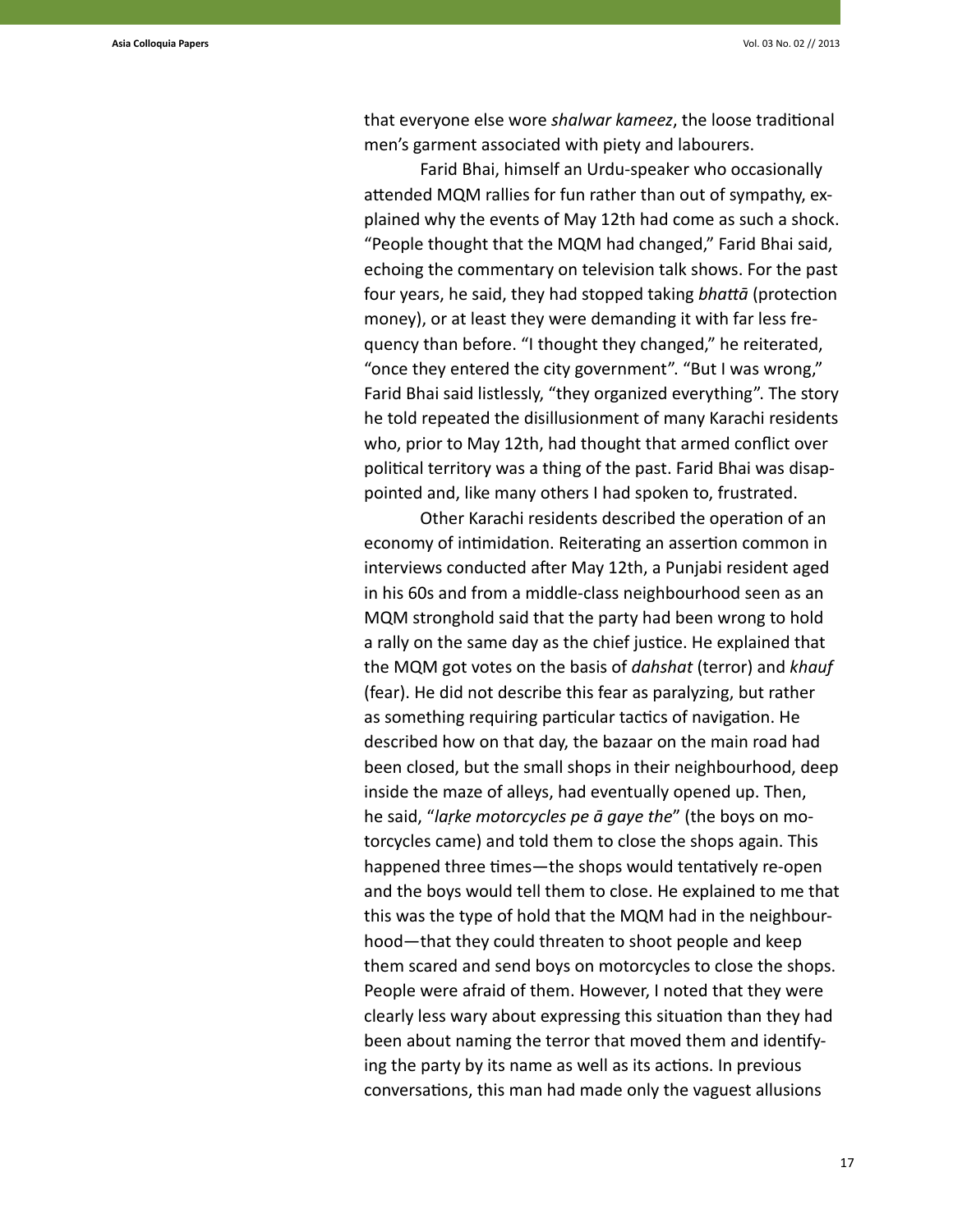that everyone else wore *shalwar kameez*, the loose traditional men's garment associated with piety and labourers.

Farid Bhai, himself an Urdu-speaker who occasionally attended MQM rallies for fun rather than out of sympathy, explained why the events of May 12th had come as such a shock. "People thought that the MQM had changed," Farid Bhai said, echoing the commentary on television talk shows. For the past four years, he said, they had stopped taking *bhattā* (protection money), or at least they were demanding it with far less frequency than before. "I thought they changed," he reiterated, "once they entered the city government". "But I was wrong," Farid Bhai said listlessly, "they organized everything". The story he told repeated the disillusionment of many Karachi residents who, prior to May 12th, had thought that armed conflict over political territory was a thing of the past. Farid Bhai was disappointed and, like many others I had spoken to, frustrated.

Other Karachi residents described the operation of an economy of intimidation. Reiterating an assertion common in interviews conducted after May 12th, a Punjabi resident aged in his 60s and from a middle-class neighbourhood seen as an MQM stronghold said that the party had been wrong to hold a rally on the same day as the chief justice. He explained that the MQM got votes on the basis of *dahshat* (terror) and *khauf* (fear). He did not describe this fear as paralyzing, but rather as something requiring particular tactics of navigation. He described how on that day, the bazaar on the main road had been closed, but the small shops in their neighbourhood, deep inside the maze of alleys, had eventually opened up. Then, he said, "*laṛke motorcycles pe ā gaye the*" (the boys on motorcycles came) and told them to close the shops again. This happened three times—the shops would tentatively re-open and the boys would tell them to close. He explained to me that this was the type of hold that the MQM had in the neighbourhood—that they could threaten to shoot people and keep them scared and send boys on motorcycles to close the shops. People were afraid of them. However, I noted that they were clearly less wary about expressing this situation than they had been about naming the terror that moved them and identifying the party by its name as well as its actions. In previous conversations, this man had made only the vaguest allusions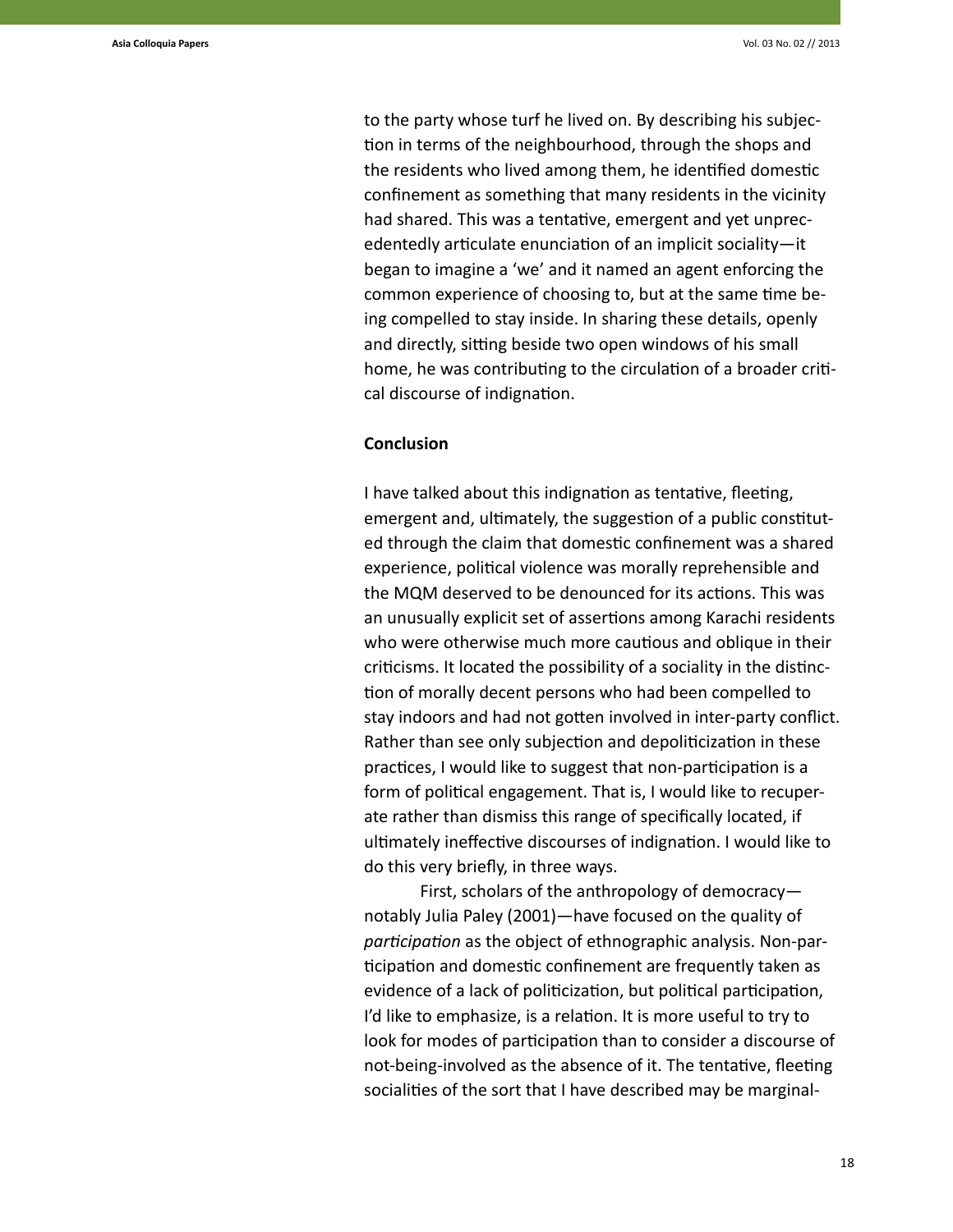to the party whose turf he lived on. By describing his subjection in terms of the neighbourhood, through the shops and the residents who lived among them, he identified domestic confinement as something that many residents in the vicinity had shared. This was a tentative, emergent and yet unprecedentedly articulate enunciation of an implicit sociality—it began to imagine a 'we' and it named an agent enforcing the common experience of choosing to, but at the same time being compelled to stay inside. In sharing these details, openly and directly, sitting beside two open windows of his small home, he was contributing to the circulation of a broader critical discourse of indignation.

## Conclusion

I have talked about this indignation as tentative, fleeting, emergent and, ultimately, the suggestion of a public constituted through the claim that domestic confinement was a shared experience, political violence was morally reprehensible and the MQM deserved to be denounced for its actions. This was an unusually explicit set of assertions among Karachi residents who were otherwise much more cautious and oblique in their criticisms. It located the possibility of a sociality in the distinction of morally decent persons who had been compelled to stay indoors and had not gotten involved in inter-party conflict. Rather than see only subjection and depoliticization in these practices, I would like to suggest that non-participation is a form of political engagement. That is, I would like to recuperate rather than dismiss this range of specifically located, if ultimately ineffective discourses of indignation. I would like to do this very briefly, in three ways.

First, scholars of the anthropology of democracy—notably Julia Paley (2001)—have focused on the quality of *participation* as the object of ethnographic analysis. Non-participation and domestic confinement are frequently taken as evidence of a lack of politicization, but political participation, I'd like to emphasize, is a relation. It is more useful to try to look for modes of participation than to consider a discourse of not-being-involved as the absence of it. The tentative, fleeting socialities of the sort that I have described may be marginal-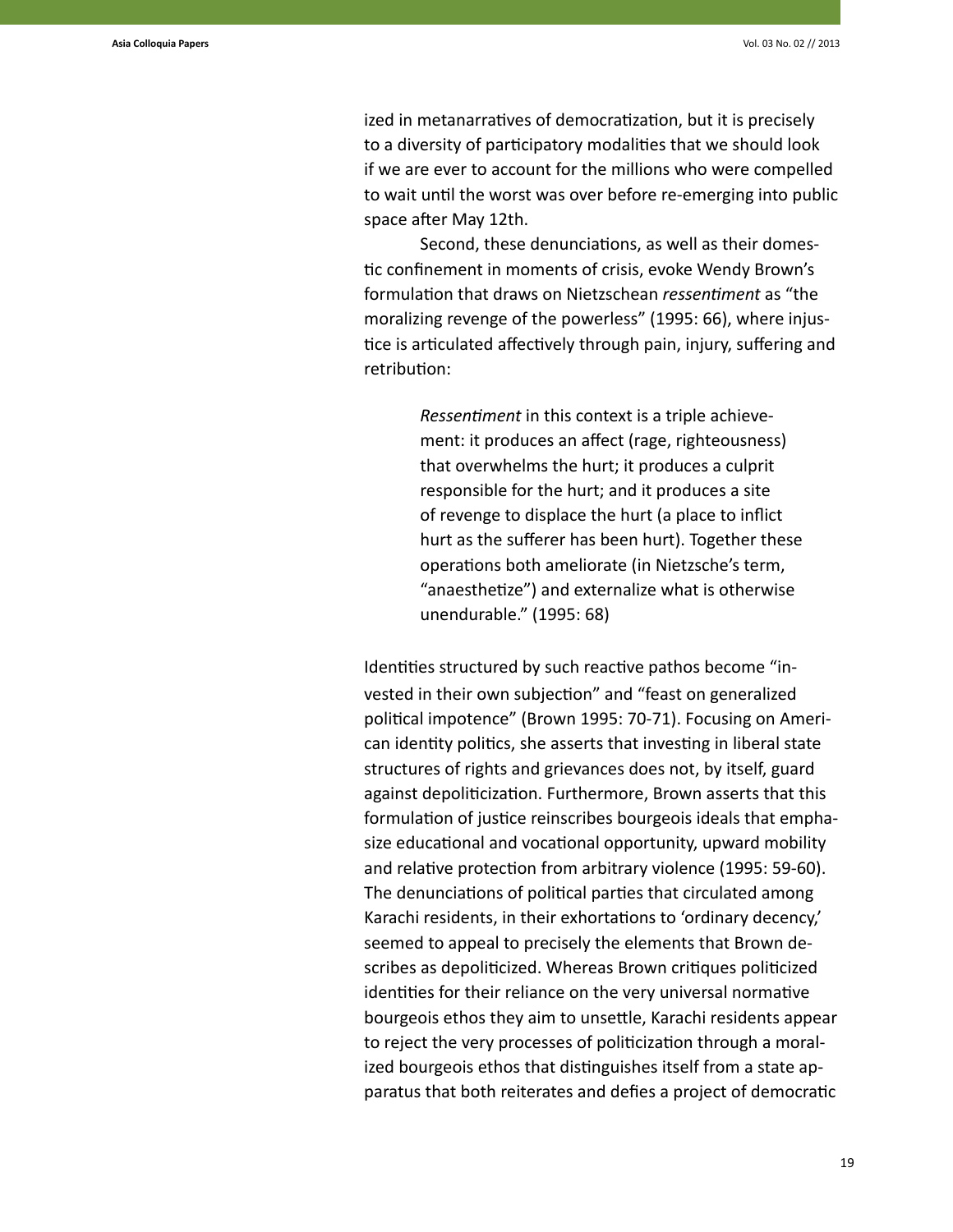ized in metanarratives of democratization, but it is precisely to a diversity of participatory modalities that we should look if we are ever to account for the millions who were compelled to wait until the worst was over before re-emerging into public space after May 12th.

Second, these denunciations, as well as their domestic confinement in moments of crisis, evoke Wendy Brown's formulation that draws on Nietzschean *ressentiment* as "the moralizing revenge of the powerless" (1995: 66), where injustice is articulated affectively through pain, injury, suffering and retribution:

> *Ressentiment* in this context is a triple achievement: it produces an affect (rage, righteousness) that overwhelms the hurt; it produces a culprit responsible for the hurt; and it produces a site of revenge to displace the hurt (a place to inflict hurt as the sufferer has been hurt). Together these operations both ameliorate (in Nietzsche's term, "anaesthetize") and externalize what is otherwise unendurable." (1995: 68)

Identities structured by such reactive pathos become "invested in their own subjection" and "feast on generalized political impotence" (Brown 1995: 70-71). Focusing on American identity politics, she asserts that investing in liberal state structures of rights and grievances does not, by itself, guard against depoliticization. Furthermore, Brown asserts that this formulation of justice reinscribes bourgeois ideals that emphasize educational and vocational opportunity, upward mobility and relative protection from arbitrary violence (1995: 59-60). The denunciations of political parties that circulated among Karachi residents, in their exhortations to 'ordinary decency,' seemed to appeal to precisely the elements that Brown describes as depoliticized. Whereas Brown critiques politicized identities for their reliance on the very universal normative bourgeois ethos they aim to unsettle, Karachi residents appear to reject the very processes of politicization through a moralized bourgeois ethos that distinguishes itself from a state apparatus that both reiterates and defies a project of democratic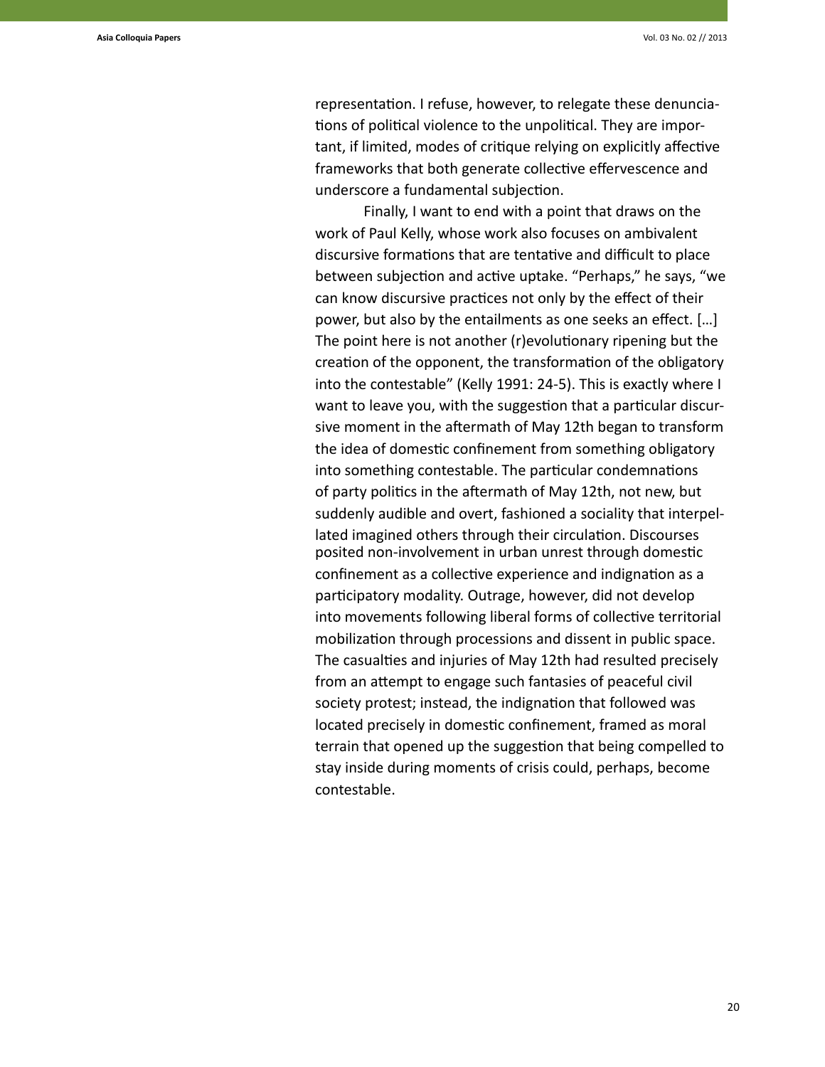representation. I refuse, however, to relegate these denunciations of political violence to the unpolitical. They are important, if limited, modes of critique relying on explicitly affective frameworks that both generate collective effervescence and underscore a fundamental subjection.

Finally, I want to end with a point that draws on the work of Paul Kelly, whose work also focuses on ambivalent discursive formations that are tentative and difficult to place between subjection and active uptake. "Perhaps," he says, "we can know discursive practices not only by the effect of their power, but also by the entailments as one seeks an effect. […] The point here is not another (r)evolutionary ripening but the creation of the opponent, the transformation of the obligatory into the contestable" (Kelly 1991: 24-5). This is exactly where I want to leave you, with the suggestion that a particular discursive moment in the aftermath of May 12th began to transform the idea of domestic confinement from something obligatory into something contestable. The particular condemnations of party politics in the aftermath of May 12th, not new, but suddenly audible and overt, fashioned a sociality that interpellated imagined others through their circulation. Discourses posited non-involvement in urban unrest through domestic confinement as a collective experience and indignation as a participatory modality. Outrage, however, did not develop into movements following liberal forms of collective territorial mobilization through processions and dissent in public space. The casualties and injuries of May 12th had resulted precisely from an attempt to engage such fantasies of peaceful civil society protest; instead, the indignation that followed was located precisely in domestic confinement, framed as moral terrain that opened up the suggestion that being compelled to stay inside during moments of crisis could, perhaps, become contestable.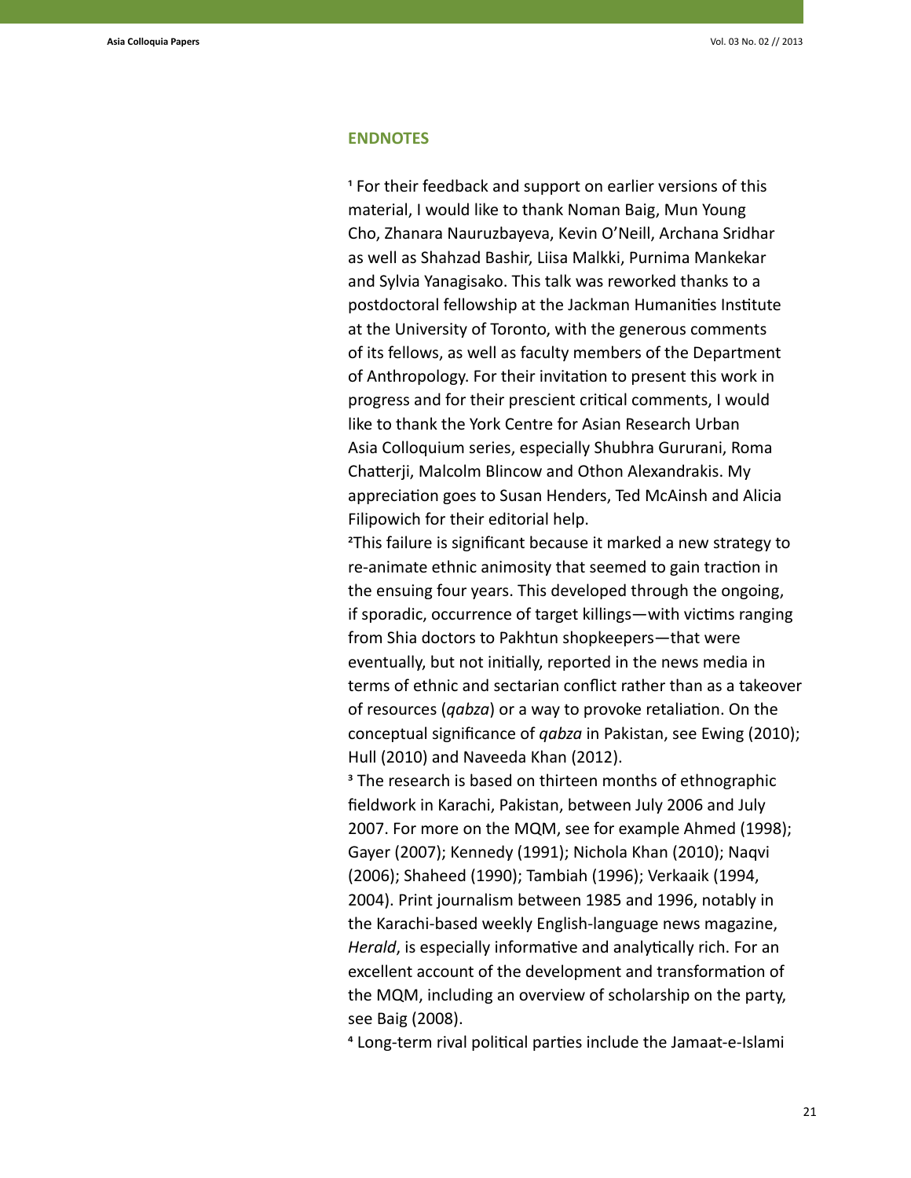## ENDNOTES

[1] For their feedback and support on earlier versions of this material, I would like to thank Noman Baig, Mun Young Cho, Zhanara Nauruzbayeva, Kevin O'Neill, Archana Sridhar as well as Shahzad Bashir, Liisa Malkki, Purnima Mankekar and Sylvia Yanagisako. This talk was reworked thanks to a postdoctoral fellowship at the Jackman Humanities Institute at the University of Toronto, with the generous comments of its fellows, as well as faculty members of the Department of Anthropology. For their invitation to present this work in progress and for their prescient critical comments, I would like to thank the York Centre for Asian Research Urban Asia Colloquium series, especially Shubhra Gururani, Roma Chatterji, Malcolm Blincow and Othon Alexandrakis. My appreciation goes to Susan Henders, Ted McAinsh and Alicia Filipowich for their editorial help.

[2]This failure is significant because it marked a new strategy to re-animate ethnic animosity that seemed to gain traction in the ensuing four years. This developed through the ongoing, if sporadic, occurrence of target killings—with victims ranging from Shia doctors to Pakhtun shopkeepers—that were eventually, but not initially, reported in the news media in terms of ethnic and sectarian conflict rather than as a takeover of resources (*qabza*) or a way to provoke retaliation. On the conceptual significance of *qabza* in Pakistan, see Ewing (2010); Hull (2010) and Naveeda Khan (2012).

[3] The research is based on thirteen months of ethnographic fieldwork in Karachi, Pakistan, between July 2006 and July 2007. For more on the MQM, see for example Ahmed (1998); Gayer (2007); Kennedy (1991); Nichola Khan (2010); Naqvi (2006); Shaheed (1990); Tambiah (1996); Verkaaik (1994, 2004). Print journalism between 1985 and 1996, notably in the Karachi-based weekly English-language news magazine, *Herald*, is especially informative and analytically rich. For an excellent account of the development and transformation of the MQM, including an overview of scholarship on the party, see Baig (2008).

[4] Long-term rival political parties include the Jamaat-e-Islami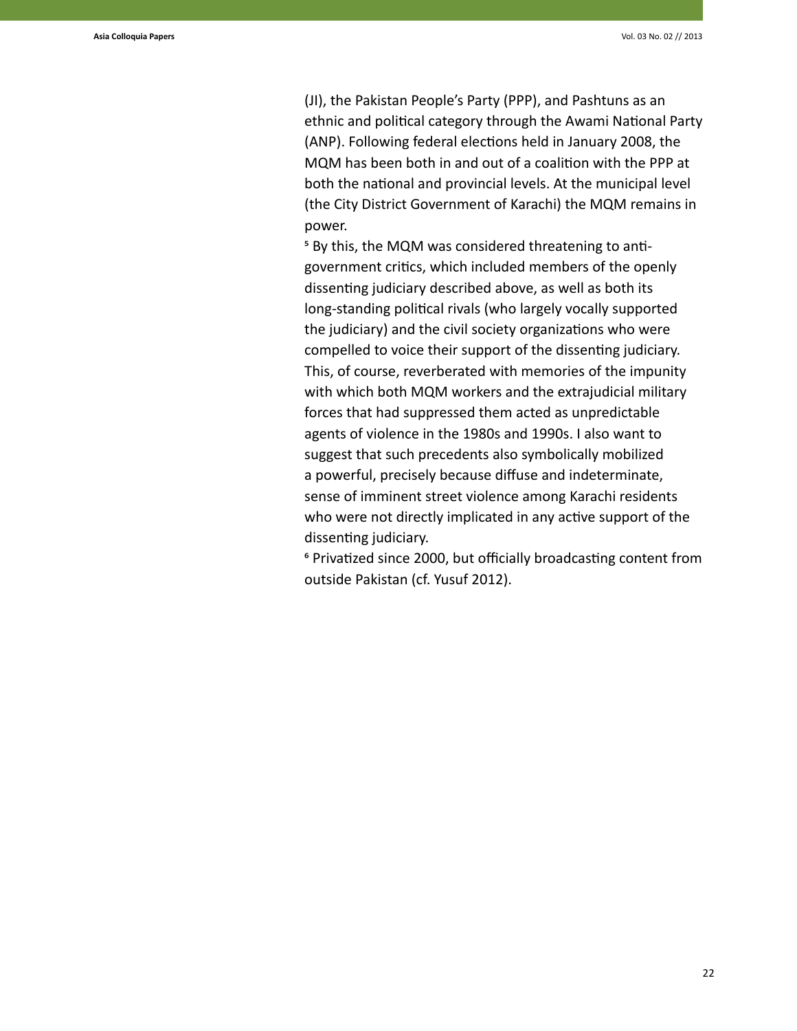(JI), the Pakistan People's Party (PPP), and Pashtuns as an ethnic and political category through the Awami National Party (ANP). Following federal elections held in January 2008, the MQM has been both in and out of a coalition with the PPP at both the national and provincial levels. At the municipal level (the City District Government of Karachi) the MQM remains in power.

[5] By this, the MQM was considered threatening to anti-government critics, which included members of the openly dissenting judiciary described above, as well as both its long-standing political rivals (who largely vocally supported the judiciary) and the civil society organizations who were compelled to voice their support of the dissenting judiciary. This, of course, reverberated with memories of the impunity with which both MQM workers and the extrajudicial military forces that had suppressed them acted as unpredictable agents of violence in the 1980s and 1990s. I also want to suggest that such precedents also symbolically mobilized a powerful, precisely because diffuse and indeterminate, sense of imminent street violence among Karachi residents who were not directly implicated in any active support of the dissenting judiciary.

[6] Privatized since 2000, but officially broadcasting content from outside Pakistan (cf. Yusuf 2012).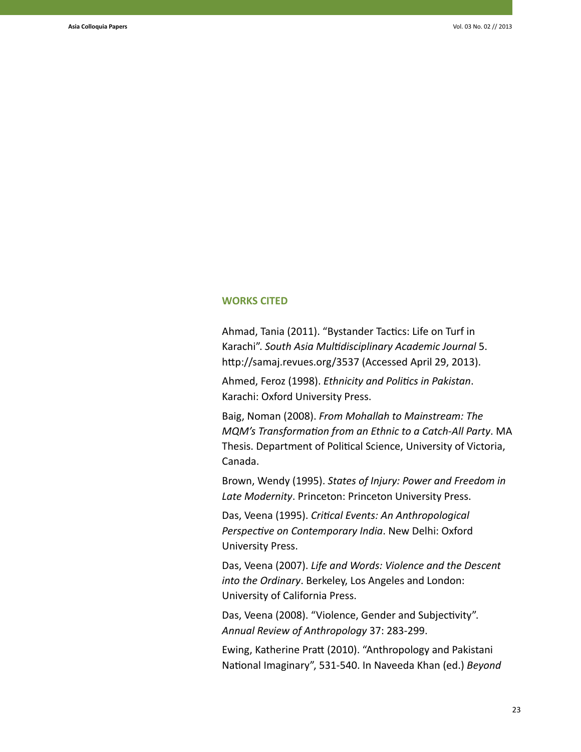## WORKS CITED

Ahmad, Tania (2011). "Bystander Tactics: Life on Turf in Karachi". *South Asia Multidisciplinary Academic Journal* 5. http://samaj.revues.org/3537 (Accessed April 29, 2013).

Ahmed, Feroz (1998). *Ethnicity and Politics in Pakistan*. Karachi: Oxford University Press.

Baig, Noman (2008). *From Mohallah to Mainstream: The MQM's Transformation from an Ethnic to a Catch-All Party*. MA Thesis. Department of Political Science, University of Victoria, Canada.

Brown, Wendy (1995). *States of Injury: Power and Freedom in Late Modernity*. Princeton: Princeton University Press.

Das, Veena (1995). *Critical Events: An Anthropological Perspective on Contemporary India*. New Delhi: Oxford University Press.

Das, Veena (2007). *Life and Words: Violence and the Descent into the Ordinary*. Berkeley, Los Angeles and London: University of California Press.

Das, Veena (2008). "Violence, Gender and Subjectivity". *Annual Review of Anthropology* 37: 283-299.

Ewing, Katherine Pratt (2010). "Anthropology and Pakistani National Imaginary", 531-540. In Naveeda Khan (ed.) *Beyond*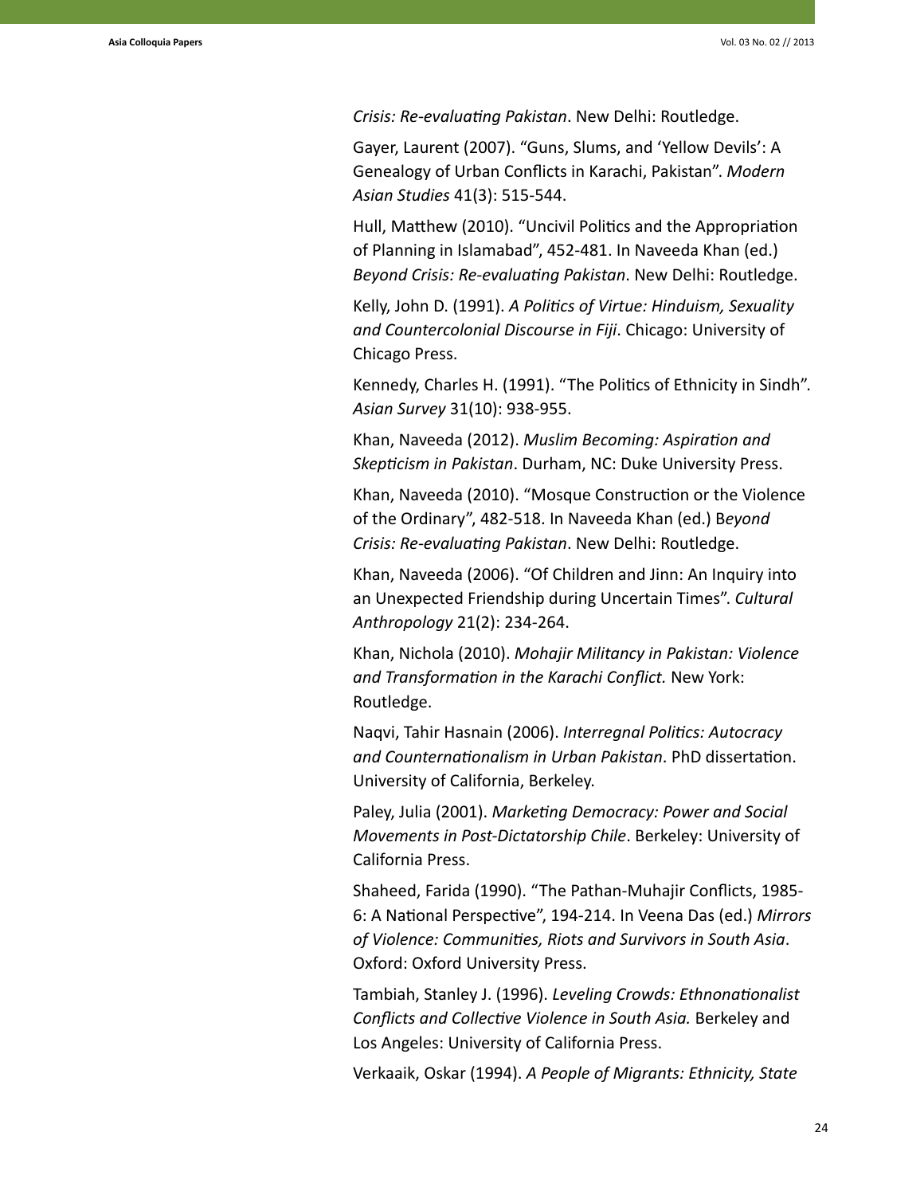*Crisis: Re-evaluating Pakistan*. New Delhi: Routledge.

Gayer, Laurent (2007). “Guns, Slums, and ‘Yellow Devils’: A Genealogy of Urban Conflicts in Karachi, Pakistan”. *Modern Asian Studies* 41(3): 515-544.

Hull, Matthew (2010). “Uncivil Politics and the Appropriation of Planning in Islamabad”, 452-481. In Naveeda Khan (ed.) *Beyond Crisis: Re-evaluating Pakistan*. New Delhi: Routledge.

Kelly, John D. (1991). *A Politics of Virtue: Hinduism, Sexuality and Countercolonial Discourse in Fiji*. Chicago: University of Chicago Press.

Kennedy, Charles H. (1991). “The Politics of Ethnicity in Sindh”. *Asian Survey* 31(10): 938-955.

Khan, Naveeda (2012). *Muslim Becoming: Aspiration and Skepticism in Pakistan*. Durham, NC: Duke University Press.

Khan, Naveeda (2010). “Mosque Construction or the Violence of the Ordinary”, 482-518. In Naveeda Khan (ed.) B*eyond Crisis: Re-evaluating Pakistan*. New Delhi: Routledge.

Khan, Naveeda (2006). “Of Children and Jinn: An Inquiry into an Unexpected Friendship during Uncertain Times”. *Cultural Anthropology* 21(2): 234-264.

Khan, Nichola (2010). *Mohajir Militancy in Pakistan: Violence and Transformation in the Karachi Conflict.* New York: Routledge.

Naqvi, Tahir Hasnain (2006). *Interregnal Politics: Autocracy and Counternationalism in Urban Pakistan*. PhD dissertation. University of California, Berkeley.

Paley, Julia (2001). *Marketing Democracy: Power and Social Movements in Post-Dictatorship Chile*. Berkeley: University of California Press.

Shaheed, Farida (1990). “The Pathan-Muhajir Conflicts, 1985-6: A National Perspective”, 194-214. In Veena Das (ed.) *Mirrors of Violence: Communities, Riots and Survivors in South Asia*. Oxford: Oxford University Press.

Tambiah, Stanley J. (1996). *Leveling Crowds: Ethnonationalist Conflicts and Collective Violence in South Asia.* Berkeley and Los Angeles: University of California Press.

Verkaaik, Oskar (1994). *A People of Migrants: Ethnicity, State*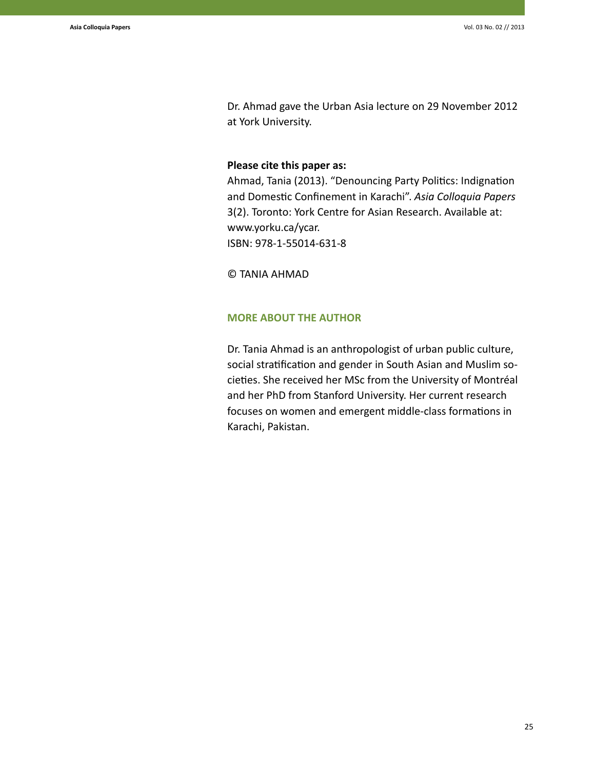Dr. Ahmad gave the Urban Asia lecture on 29 November 2012 at York University.

**Please cite this paper as:**
Ahmad, Tania (2013). "Denouncing Party Politics: Indignation and Domestic Confinement in Karachi". *Asia Colloquia Papers* 3(2). Toronto: York Centre for Asian Research. Available at: www.yorku.ca/ycar.
ISBN: 978-1-55014-631-8

© TANIA AHMAD

## MORE ABOUT THE AUTHOR

Dr. Tania Ahmad is an anthropologist of urban public culture, social stratification and gender in South Asian and Muslim societies. She received her MSc from the University of Montréal and her PhD from Stanford University. Her current research focuses on women and emergent middle-class formations in Karachi, Pakistan.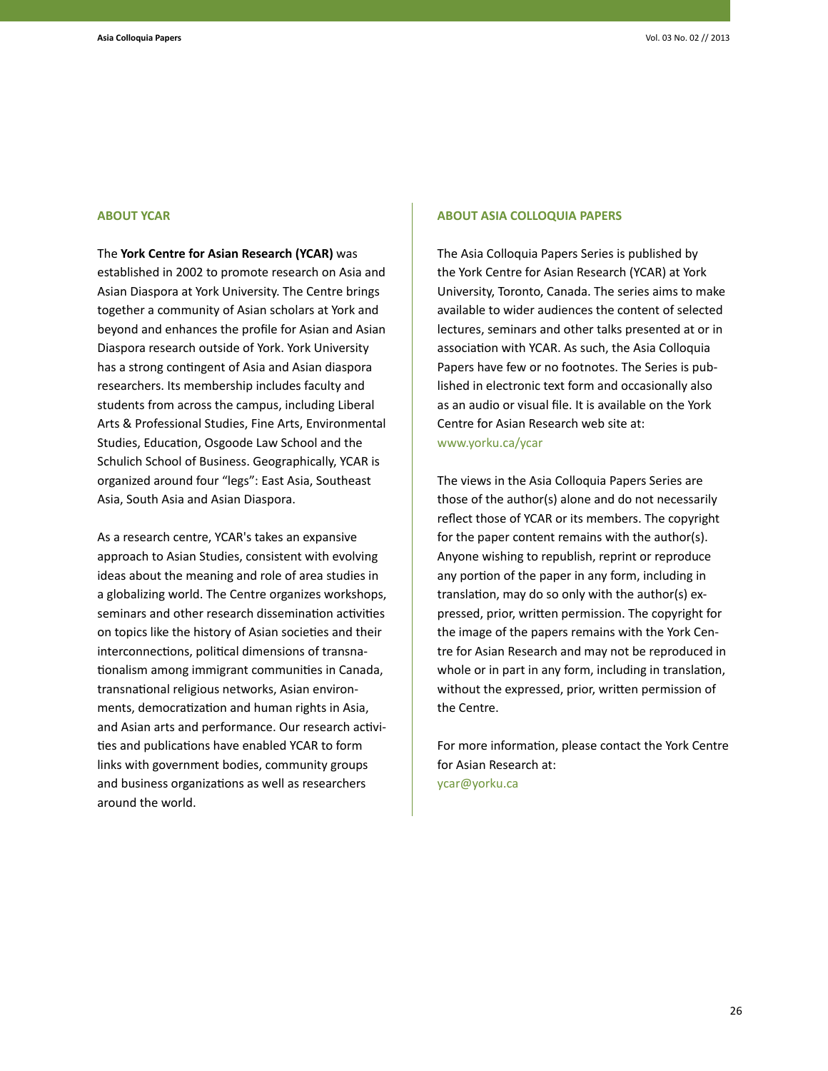## ABOUT YCAR

The **York Centre for Asian Research (YCAR)** was established in 2002 to promote research on Asia and Asian Diaspora at York University. The Centre brings together a community of Asian scholars at York and beyond and enhances the profile for Asian and Asian Diaspora research outside of York. York University has a strong contingent of Asia and Asian diaspora researchers. Its membership includes faculty and students from across the campus, including Liberal Arts & Professional Studies, Fine Arts, Environmental Studies, Education, Osgoode Law School and the Schulich School of Business. Geographically, YCAR is organized around four "legs": East Asia, Southeast Asia, South Asia and Asian Diaspora.

As a research centre, YCAR's takes an expansive approach to Asian Studies, consistent with evolving ideas about the meaning and role of area studies in a globalizing world. The Centre organizes workshops, seminars and other research dissemination activities on topics like the history of Asian societies and their interconnections, political dimensions of transnationalism among immigrant communities in Canada, transnational religious networks, Asian environments, democratization and human rights in Asia, and Asian arts and performance. Our research activities and publications have enabled YCAR to form links with government bodies, community groups and business organizations as well as researchers around the world.

## ABOUT ASIA COLLOQUIA PAPERS

The Asia Colloquia Papers Series is published by the York Centre for Asian Research (YCAR) at York University, Toronto, Canada. The series aims to make available to wider audiences the content of selected lectures, seminars and other talks presented at or in association with YCAR. As such, the Asia Colloquia Papers have few or no footnotes. The Series is published in electronic text form and occasionally also as an audio or visual file. It is available on the York Centre for Asian Research web site at:
www.yorku.ca/ycar

The views in the Asia Colloquia Papers Series are those of the author(s) alone and do not necessarily reflect those of YCAR or its members. The copyright for the paper content remains with the author(s). Anyone wishing to republish, reprint or reproduce any portion of the paper in any form, including in translation, may do so only with the author(s) expressed, prior, written permission. The copyright for the image of the papers remains with the York Centre for Asian Research and may not be reproduced in whole or in part in any form, including in translation, without the expressed, prior, written permission of the Centre.

For more information, please contact the York Centre for Asian Research at:
ycar@yorku.ca